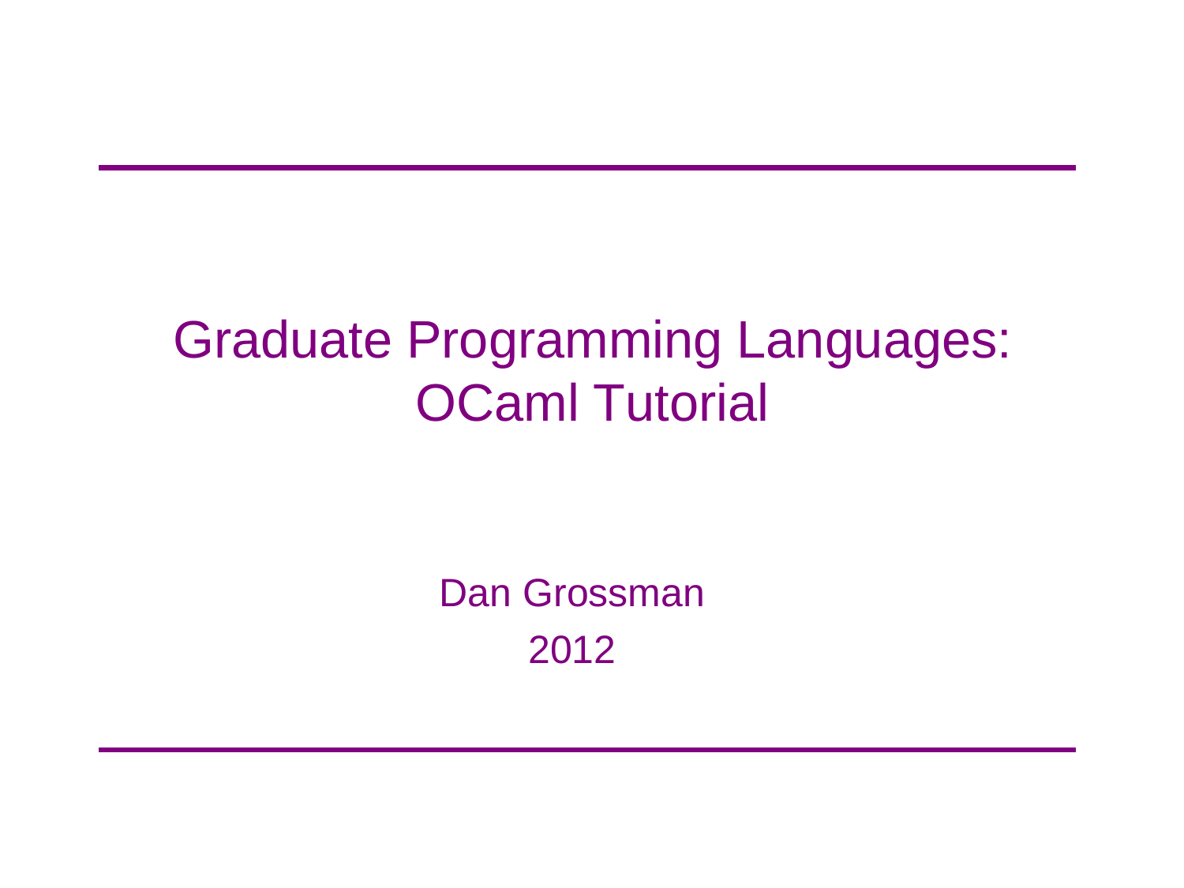# Graduate Programming Languages: OCaml Tutorial

Dan Grossman

2012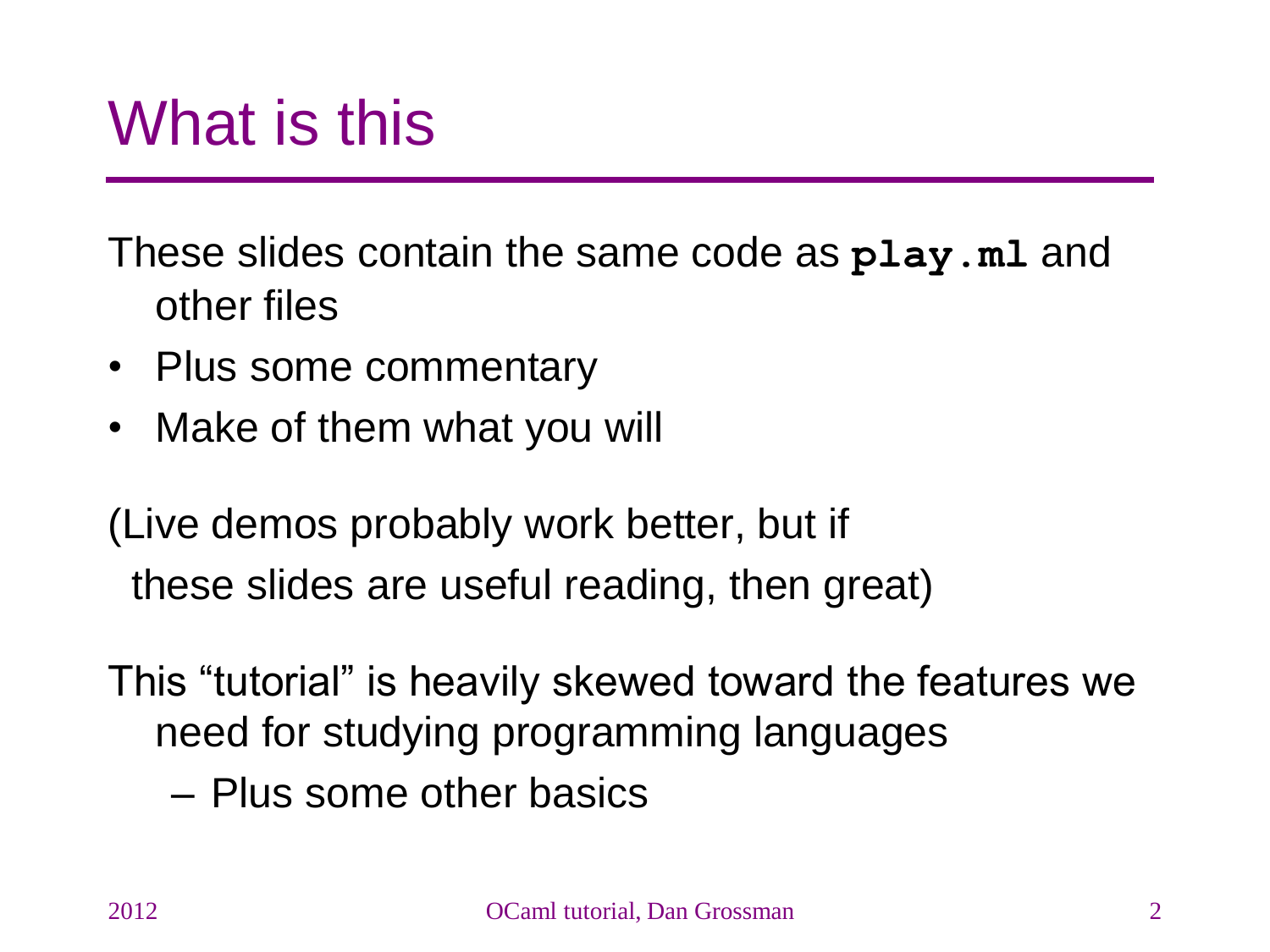# What is this

These slides contain the same code as **`play.ml`** and other files

- Plus some commentary
- Make of them what you will

(Live demos probably work better, but if these slides are useful reading, then great)

This "tutorial" is heavily skewed toward the features we need for studying programming languages

- Plus some other basics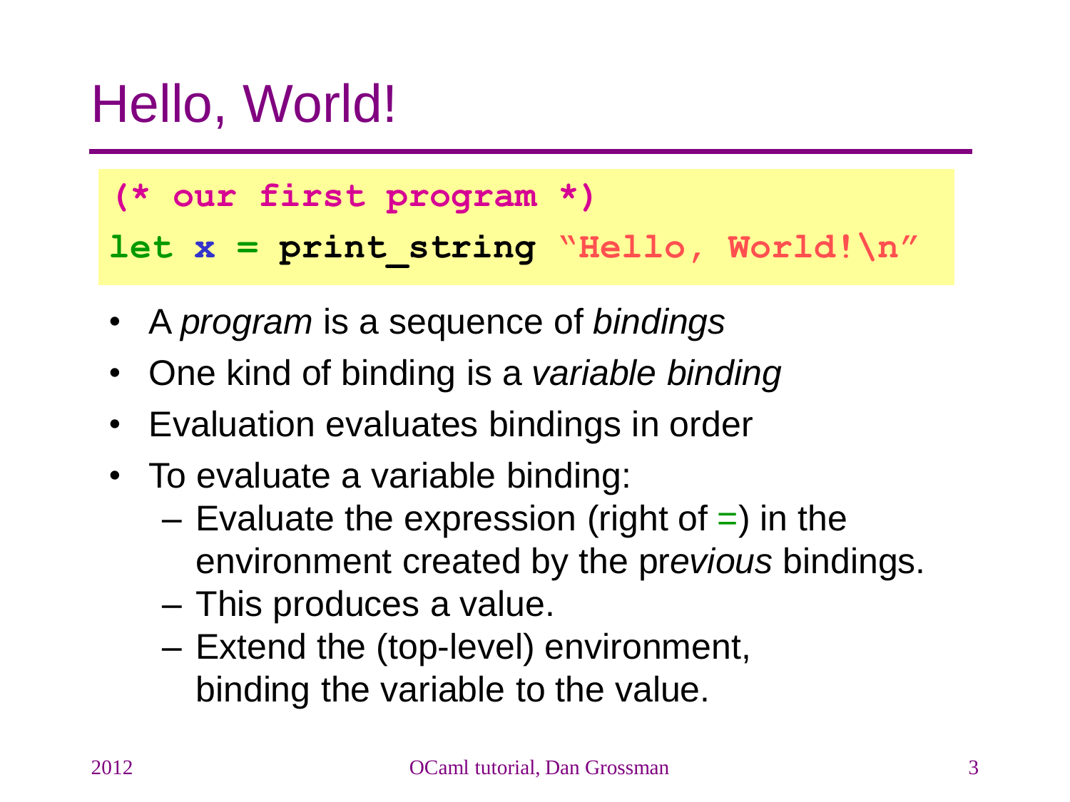# Hello, World!

```
(* our first program *)
let x = print_string "Hello, World!\n"
```

- A *program* is a sequence of *bindings*
- One kind of binding is a *variable binding*
- Evaluation evaluates bindings in order
- To evaluate a variable binding:
  - Evaluate the expression (right of =) in the environment created by the pr*evious* bindings.
  - This produces a value.
  - Extend the (top-level) environment, binding the variable to the value.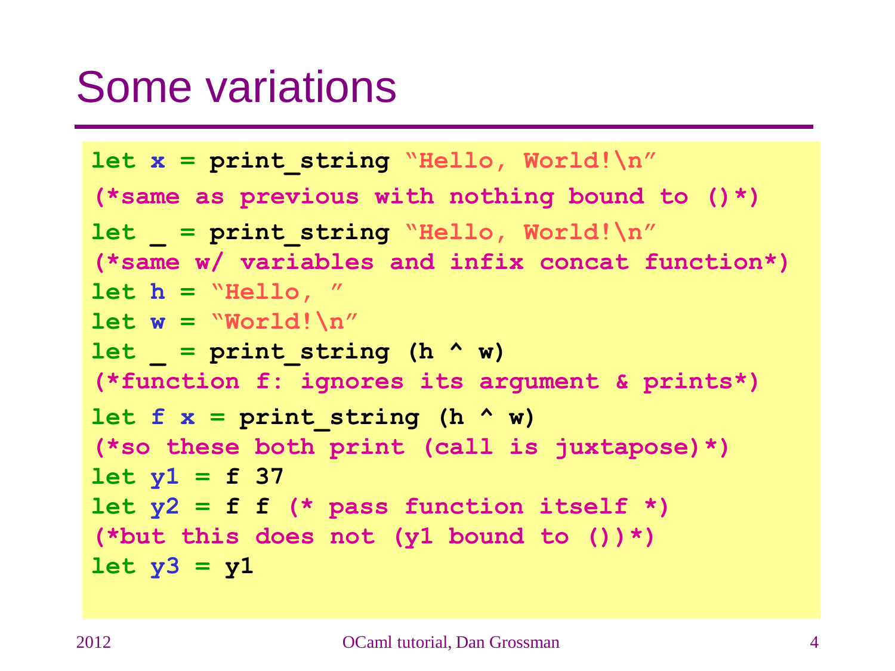# Some variations

```
let x = print_string "Hello, World!\n"
(*same as previous with nothing bound to ()*)
let _ = print_string "Hello, World!\n"
(*same w/ variables and infix concat function*)
let h = "Hello, "
let w = "World!\n"
let _ = print_string (h ^ w)
(*function f: ignores its argument & prints*)
let f x = print_string (h ^ w)
(*so these both print (call is juxtapose)*)
let y1 = f 37
let y2 = f f (* pass function itself *)
(*but this does not (y1 bound to ())*)
let y3 = y1
```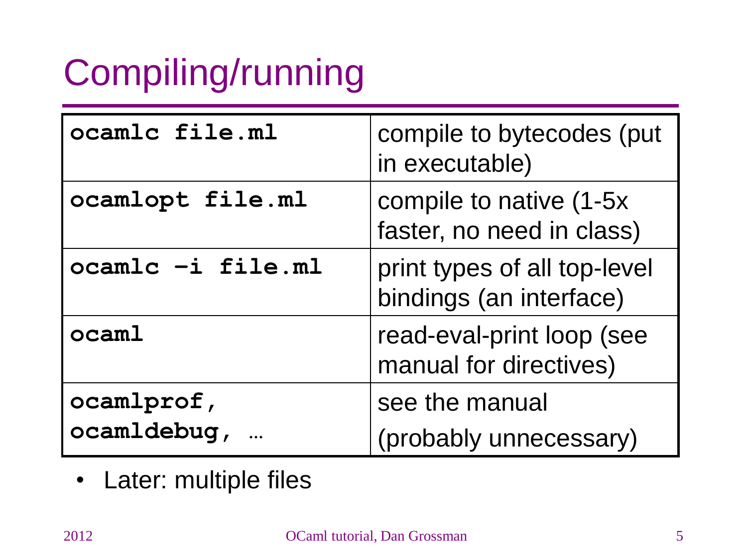# Compiling/running

| | |
|---|---|
| `ocamlc file.ml` | compile to bytecodes (put in executable) |
| `ocamlopt file.ml` | compile to native (1-5x faster, no need in class) |
| `ocamlc –i file.ml` | print types of all top-level bindings (an interface) |
| `ocaml` | read-eval-print loop (see manual for directives) |
| `ocamlprof, ocamldebug, …` | see the manual (probably unnecessary) |

- Later: multiple files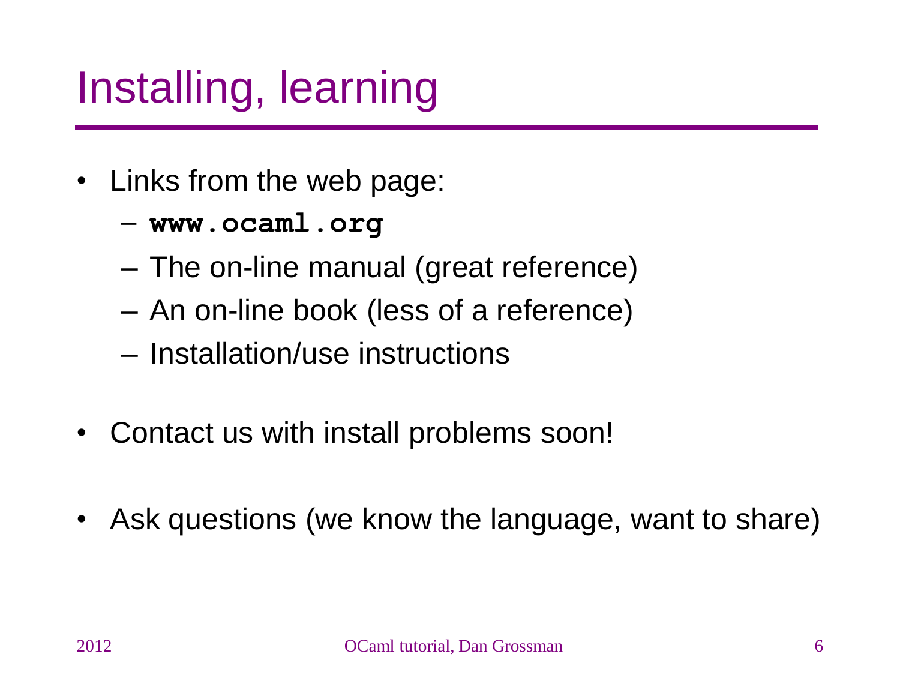# Installing, learning

- Links from the web page:
  - **`www.ocaml.org`**
  - The on-line manual (great reference)
  - An on-line book (less of a reference)
  - Installation/use instructions

- Contact us with install problems soon!

- Ask questions (we know the language, want to share)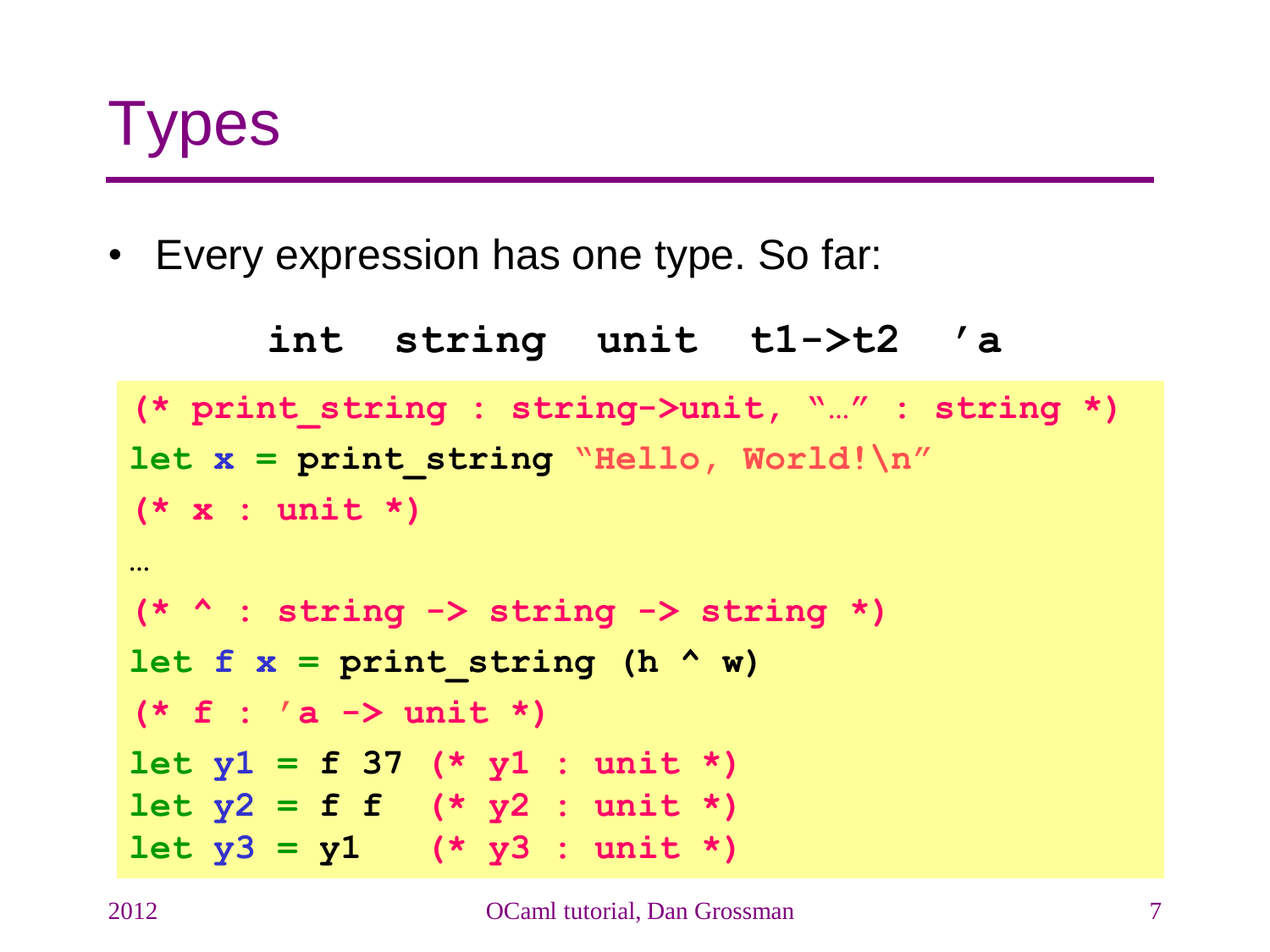# Types

- Every expression has one type. So far:

```
int  string  unit  t1->t2  'a
```

```
(* print_string : string->unit, "…" : string *)
let x = print_string "Hello, World!\n"
(* x : unit *)
…
(* ^ : string -> string -> string *)
let f x = print_string (h ^ w)
(* f : 'a -> unit *)
let y1 = f 37 (* y1 : unit *)
let y2 = f f  (* y2 : unit *)
let y3 = y1   (* y3 : unit *)
```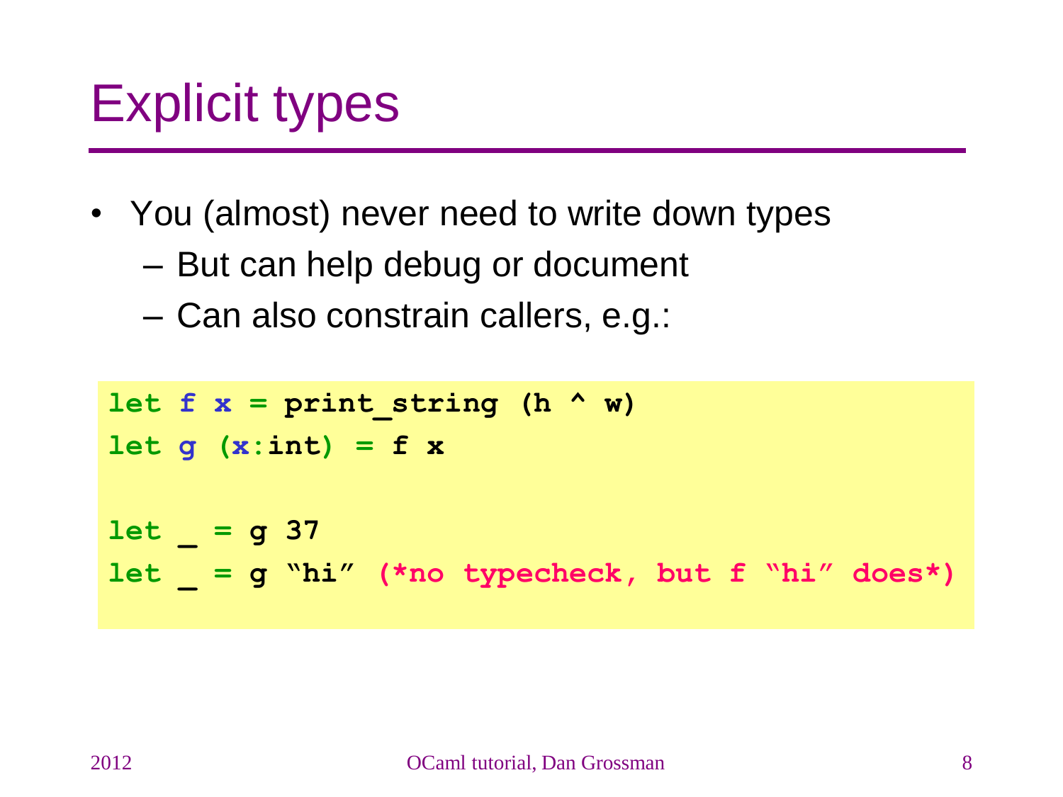# Explicit types

- You (almost) never need to write down types
  - But can help debug or document
  - Can also constrain callers, e.g.:

```
let f x = print_string (h ^ w)
let g (x:int) = f x

let _ = g 37
let _ = g “hi” (*no typecheck, but f “hi” does*)
```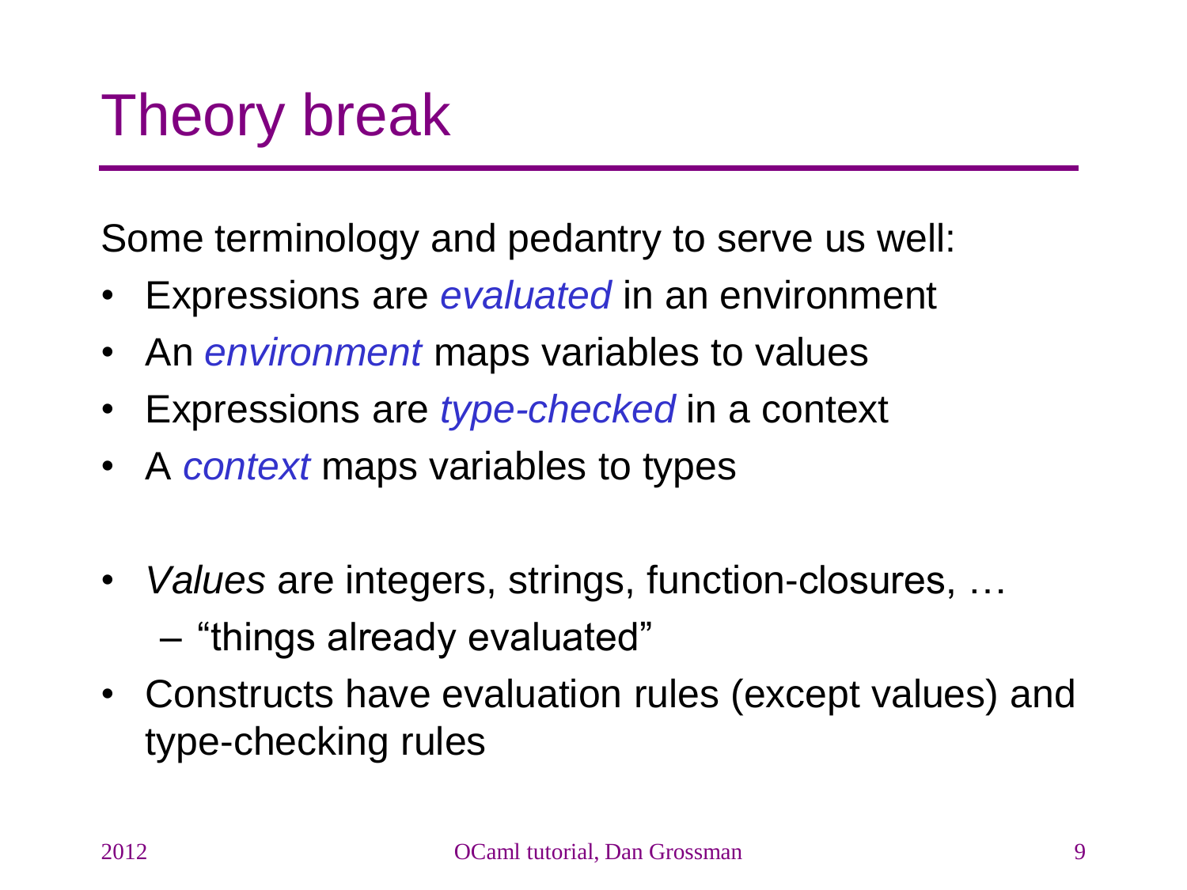# Theory break

Some terminology and pedantry to serve us well:

- Expressions are *evaluated* in an environment
- An *environment* maps variables to values
- Expressions are *type-checked* in a context
- A *context* maps variables to types

- *Values* are integers, strings, function-closures, …
  - “things already evaluated”
- Constructs have evaluation rules (except values) and type-checking rules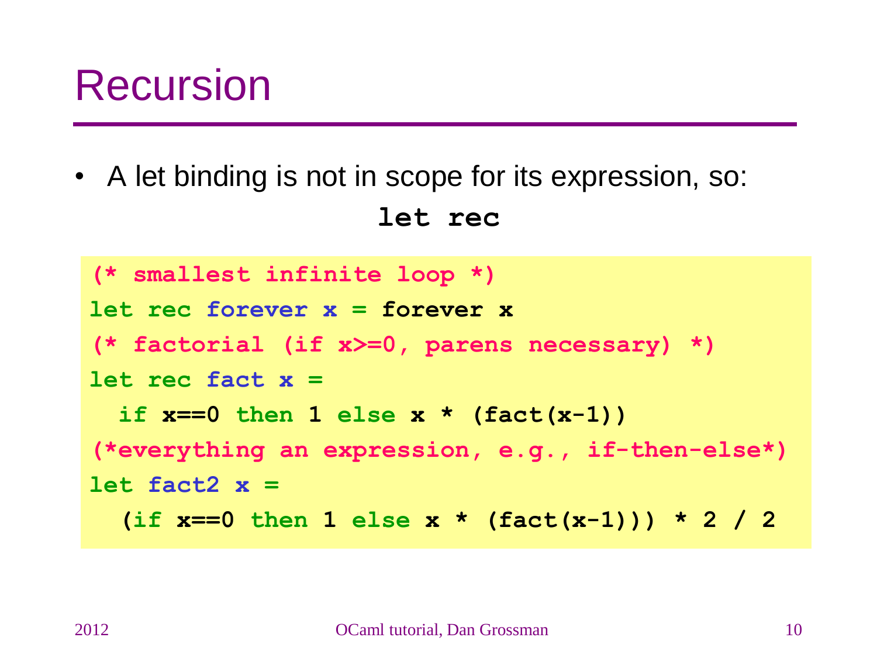# Recursion

- A let binding is not in scope for its expression, so:

**`let rec`**

```
(* smallest infinite loop *)
let rec forever x = forever x
(* factorial (if x>=0, parens necessary) *)
let rec fact x =
  if x==0 then 1 else x * (fact(x-1))
(*everything an expression, e.g., if-then-else*)
let fact2 x =
  (if x==0 then 1 else x * (fact(x-1))) * 2 / 2
```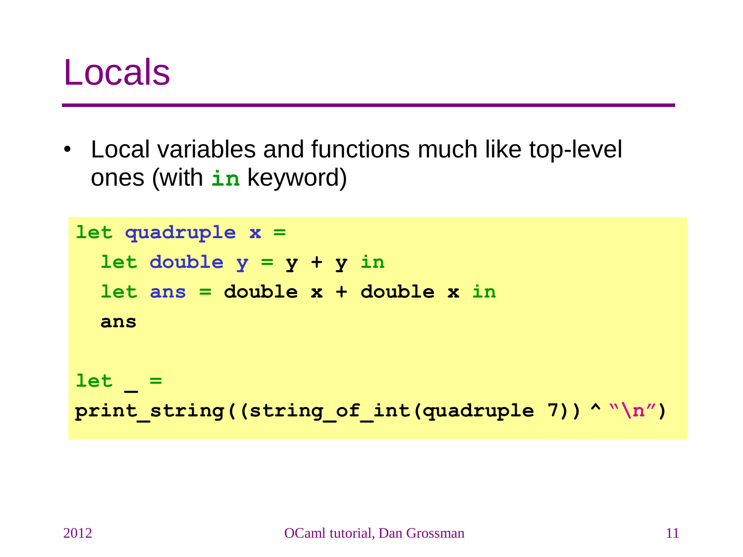# Locals

- Local variables and functions much like top-level ones (with **`in`** keyword)

```
let quadruple x =
  let double y = y + y in
  let ans = double x + double x in
  ans

let _ =
print_string((string_of_int(quadruple 7)) ^ "\n")
```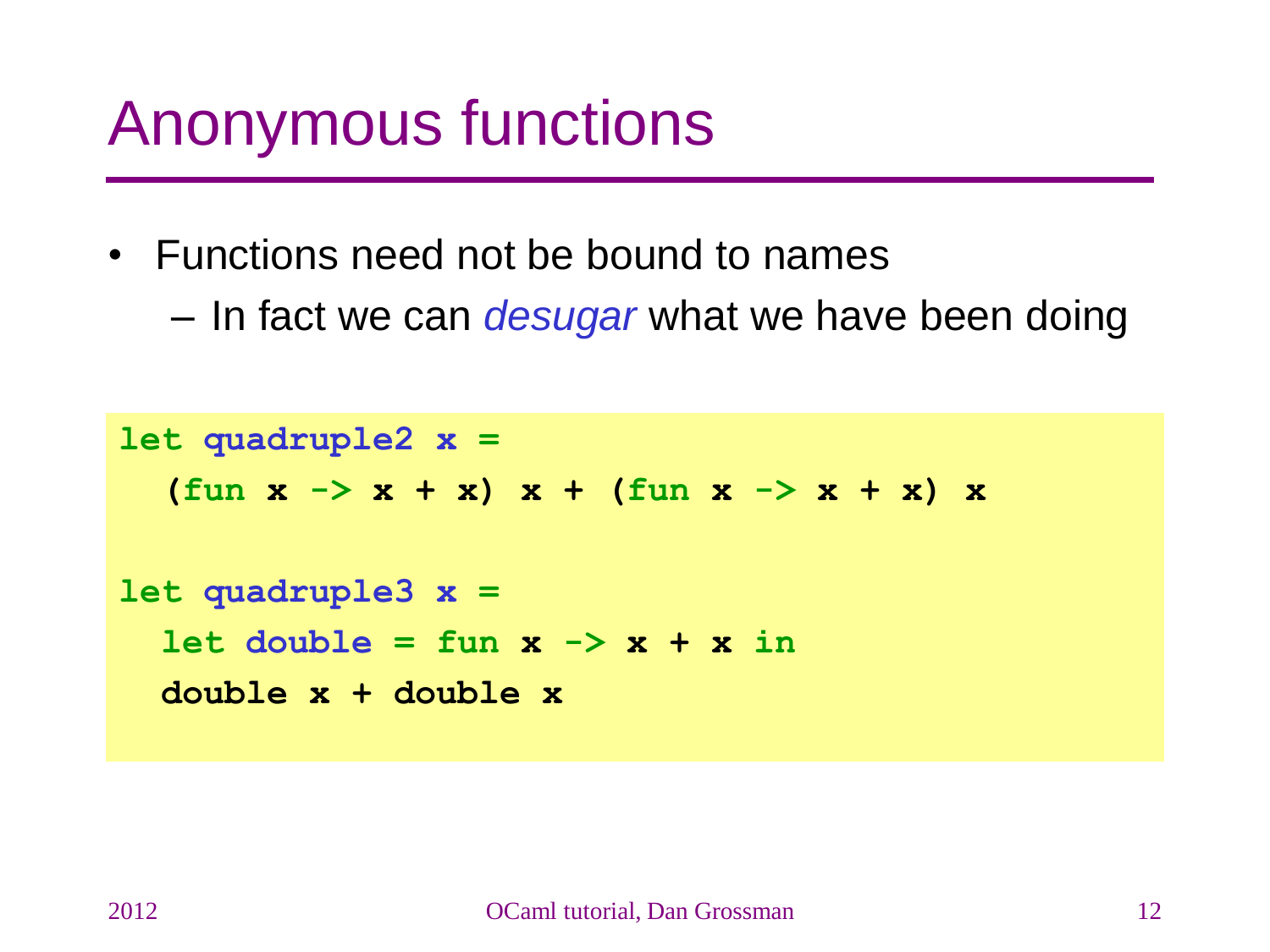# Anonymous functions

- Functions need not be bound to names
  - In fact we can *desugar* what we have been doing

```
let quadruple2 x =
  (fun x -> x + x) x + (fun x -> x + x) x

let quadruple3 x =
  let double = fun x -> x + x in
  double x + double x
```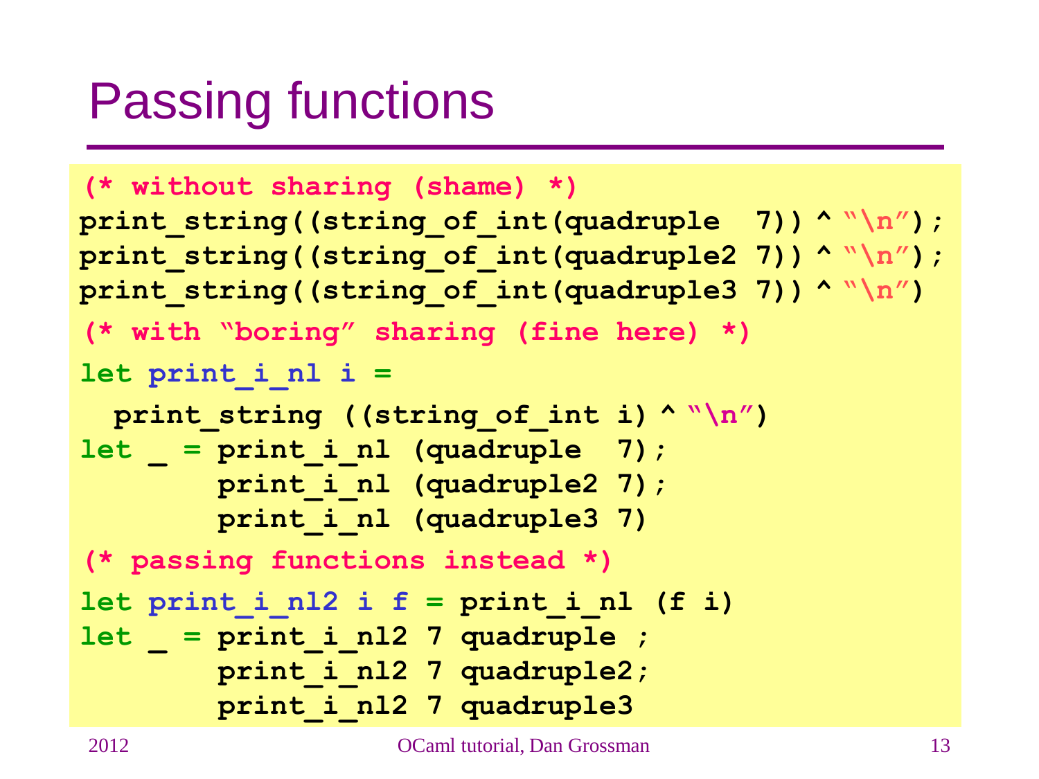# Passing functions

```
(* without sharing (shame) *)
print_string((string_of_int(quadruple  7)) ^ "\n");
print_string((string_of_int(quadruple2 7)) ^ "\n");
print_string((string_of_int(quadruple3 7)) ^ "\n")
(* with "boring" sharing (fine here) *)
let print_i_nl i =
  print_string ((string_of_int i) ^ "\n")
let _ = print_i_nl (quadruple  7);
        print_i_nl (quadruple2 7);
        print_i_nl (quadruple3 7)
(* passing functions instead *)
let print_i_nl2 i f = print_i_nl (f i)
let _ = print_i_nl2 7 quadruple ;
        print_i_nl2 7 quadruple2;
        print_i_nl2 7 quadruple3
```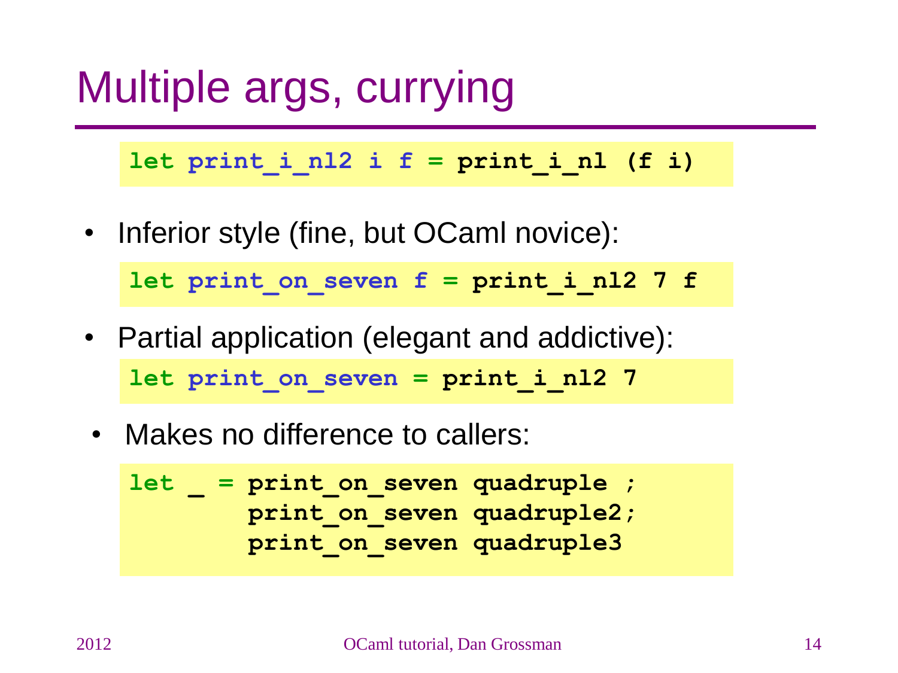# Multiple args, currying

```
let print_i_nl2 i f = print_i_nl (f i)
```

- Inferior style (fine, but OCaml novice):

```
let print_on_seven f = print_i_nl2 7 f
```

- Partial application (elegant and addictive):

```
let print_on_seven = print_i_nl2 7
```

- Makes no difference to callers:

```
let _ = print_on_seven quadruple ;
        print_on_seven quadruple2;
        print_on_seven quadruple3
```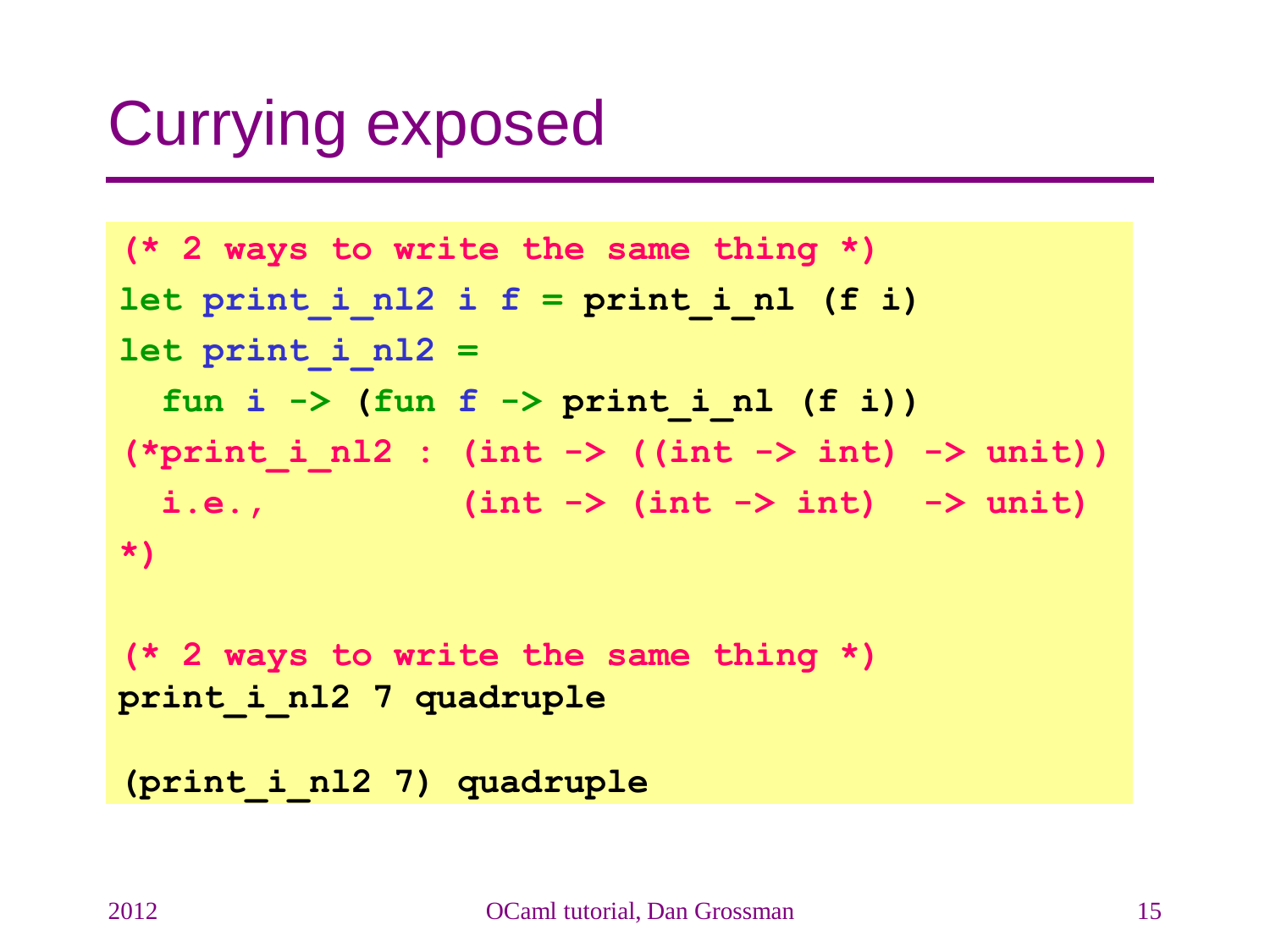# Currying exposed

```
(* 2 ways to write the same thing *)
let print_i_nl2 i f = print_i_nl (f i)
let print_i_nl2 =
  fun i -> (fun f -> print_i_nl (f i))
(*print_i_nl2 : (int -> ((int -> int) -> unit))
  i.e.,         (int -> (int -> int)  -> unit)
*)

(* 2 ways to write the same thing *)
print_i_nl2 7 quadruple

(print_i_nl2 7) quadruple
```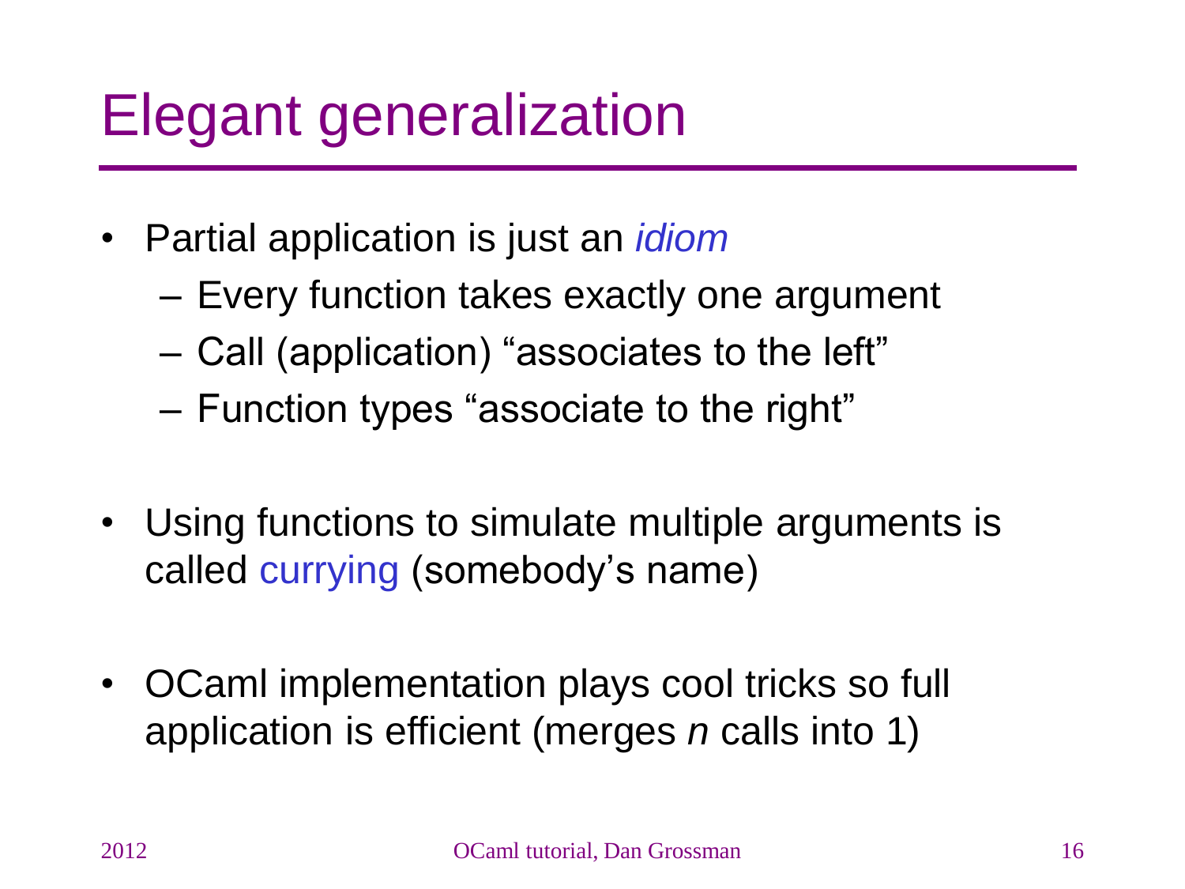# Elegant generalization

- Partial application is just an *idiom*
  - Every function takes exactly one argument
  - Call (application) "associates to the left"
  - Function types "associate to the right"
- Using functions to simulate multiple arguments is called currying (somebody's name)
- OCaml implementation plays cool tricks so full application is efficient (merges *n* calls into 1)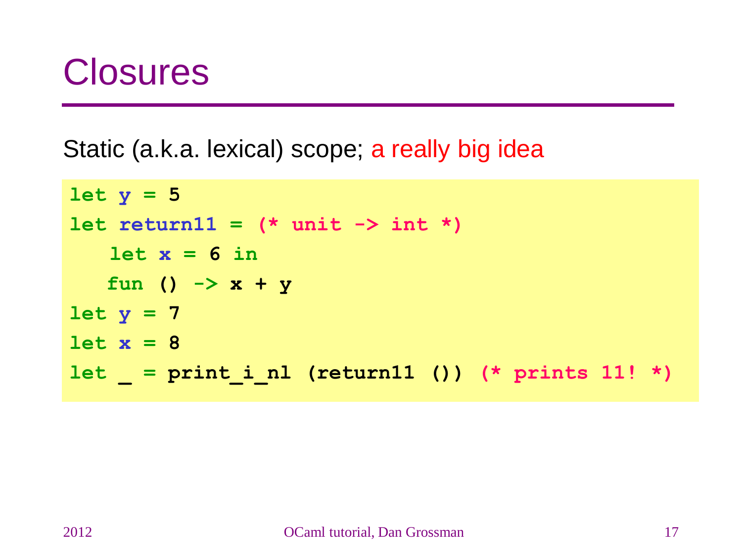# Closures

Static (a.k.a. lexical) scope; a really big idea

```
let y = 5
let return11 = (* unit -> int *)
   let x = 6 in
   fun () -> x + y
let y = 7
let x = 8
let _ = print_i_nl (return11 ()) (* prints 11! *)
```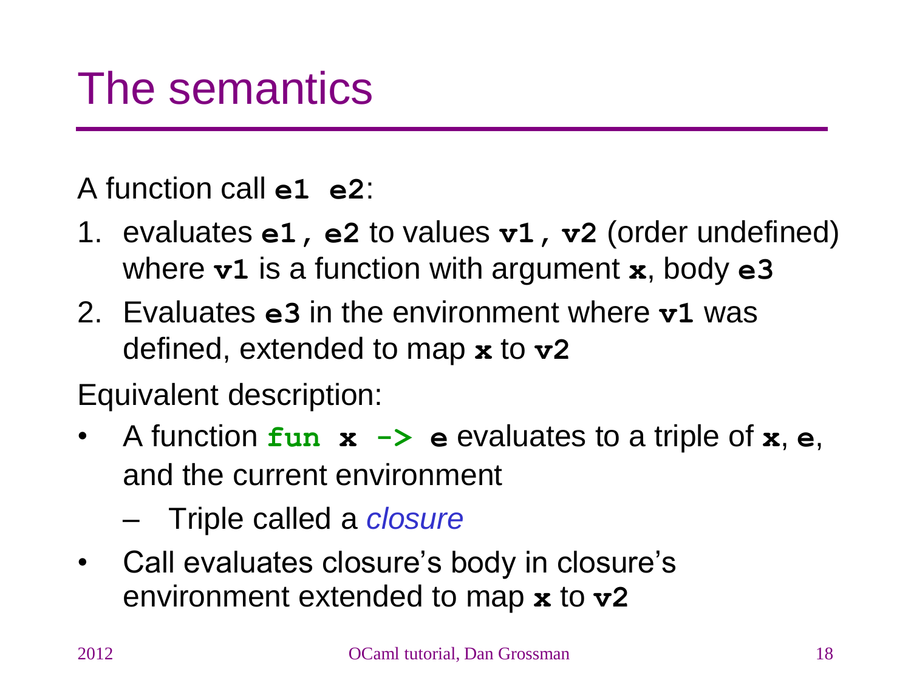# The semantics

A function call `e1 e2`:

1. evaluates `e1, e2` to values `v1, v2` (order undefined) where `v1` is a function with argument `x`, body `e3`
2. Evaluates `e3` in the environment where `v1` was defined, extended to map `x` to `v2`

Equivalent description:

- A function `fun x -> e` evaluates to a triple of `x`, `e`, and the current environment
  - Triple called a *closure*
- Call evaluates closure's body in closure's environment extended to map `x` to `v2`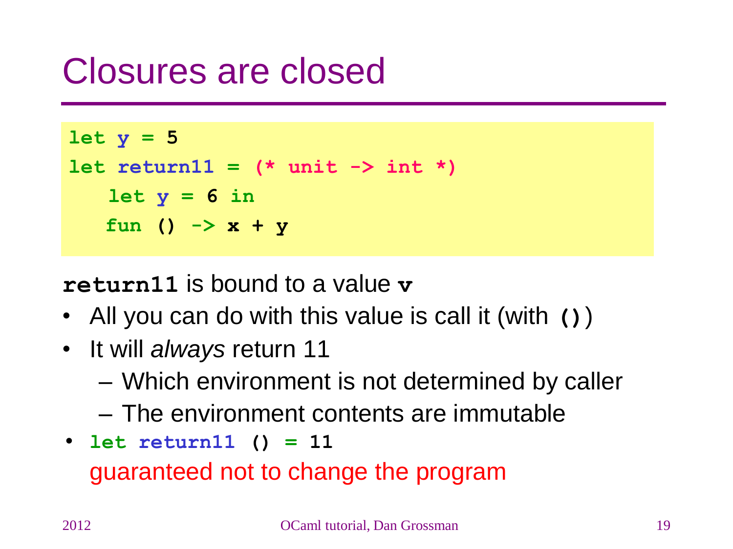# Closures are closed

```
let y = 5
let return11 = (* unit -> int *)
   let y = 6 in
   fun () -> x + y
```

**`return11`** is bound to a value **`v`**

- All you can do with this value is call it (with `()`)
- It will *always* return 11
  - Which environment is not determined by caller
  - The environment contents are immutable
- `let return11 () = 11`
  guaranteed not to change the program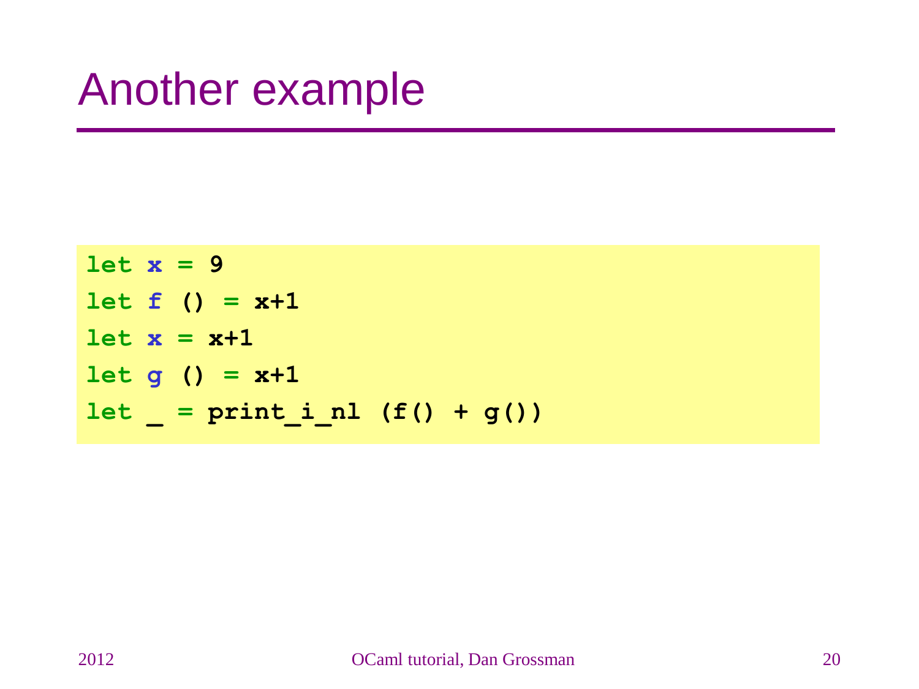# Another example

```
let x = 9
let f () = x+1
let x = x+1
let g () = x+1
let _ = print_i_nl (f() + g())
```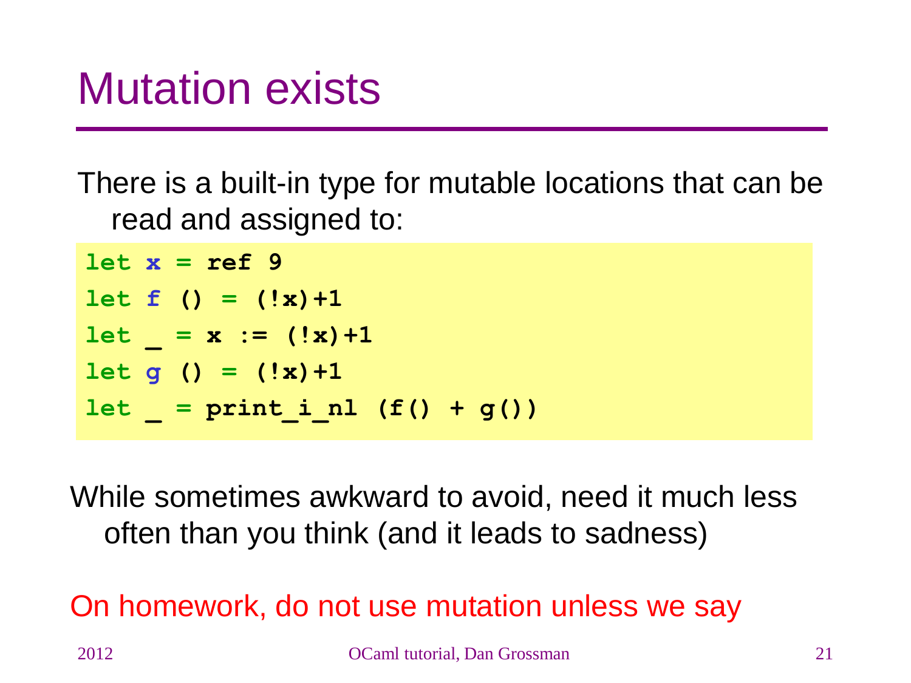# Mutation exists

There is a built-in type for mutable locations that can be read and assigned to:

```
let x = ref 9
let f () = (!x)+1
let _ = x := (!x)+1
let g () = (!x)+1
let _ = print_i_nl (f() + g())
```

While sometimes awkward to avoid, need it much less often than you think (and it leads to sadness)

On homework, do not use mutation unless we say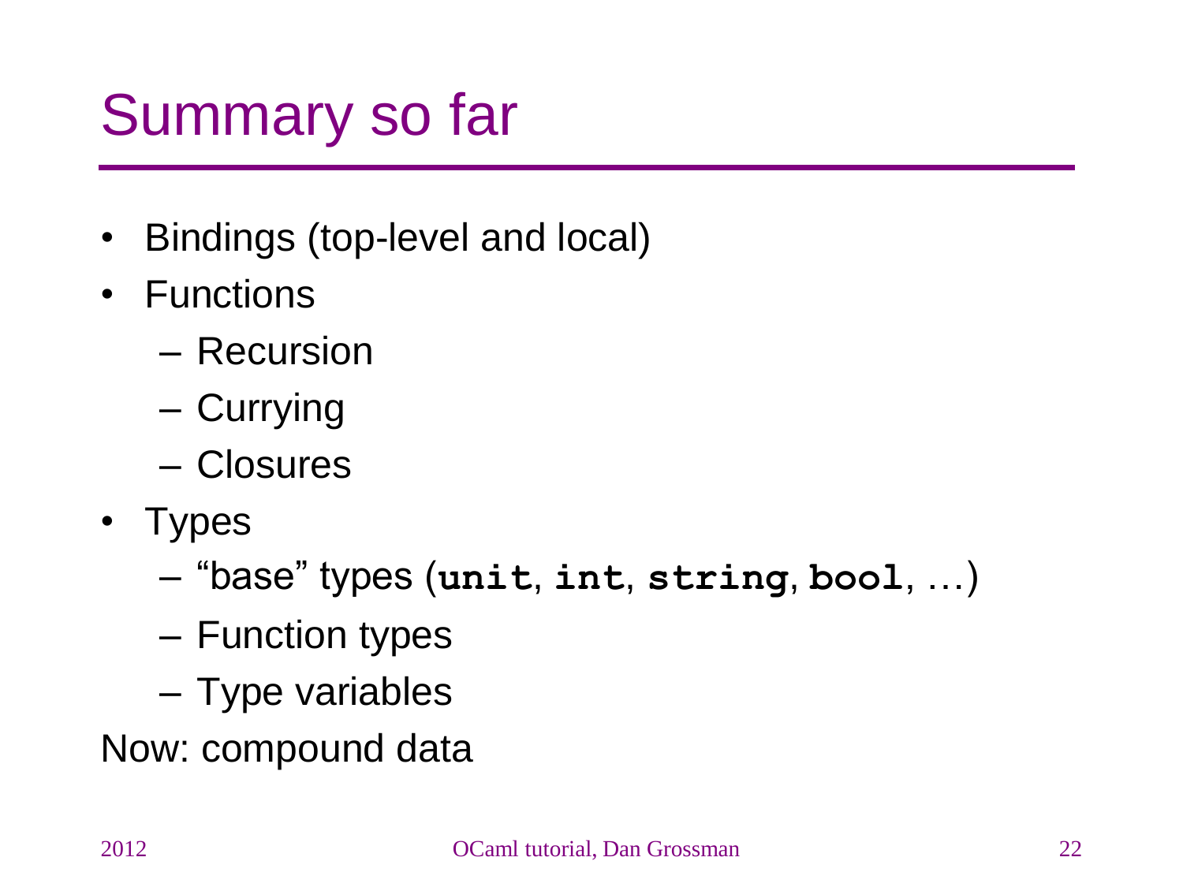# Summary so far

- Bindings (top-level and local)
- Functions
  - Recursion
  - Currying
  - Closures
- Types
  - "base" types (**`unit`**, **`int`**, **`string`**, **`bool`**, …)
  - Function types
  - Type variables

Now: compound data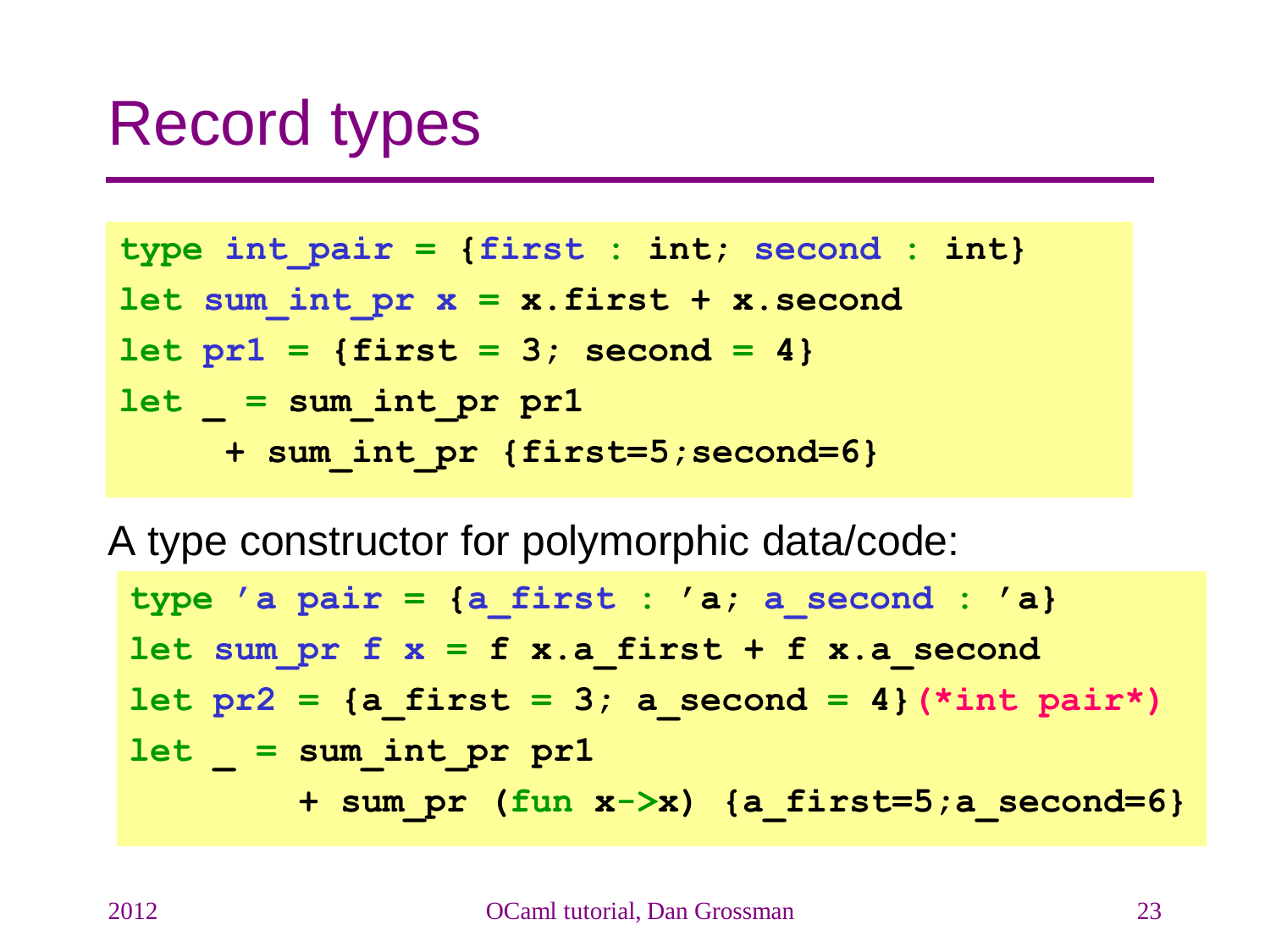# Record types

```
type int_pair = {first : int; second : int}
let sum_int_pr x = x.first + x.second
let pr1 = {first = 3; second = 4}
let _ = sum_int_pr pr1
     + sum_int_pr {first=5;second=6}
```

A type constructor for polymorphic data/code:

```
type 'a pair = {a_first : 'a; a_second : 'a}
let sum_pr f x = f x.a_first + f x.a_second
let pr2 = {a_first = 3; a_second = 4}(*int pair*)
let _ = sum_int_pr pr1
       + sum_pr (fun x->x) {a_first=5;a_second=6}
```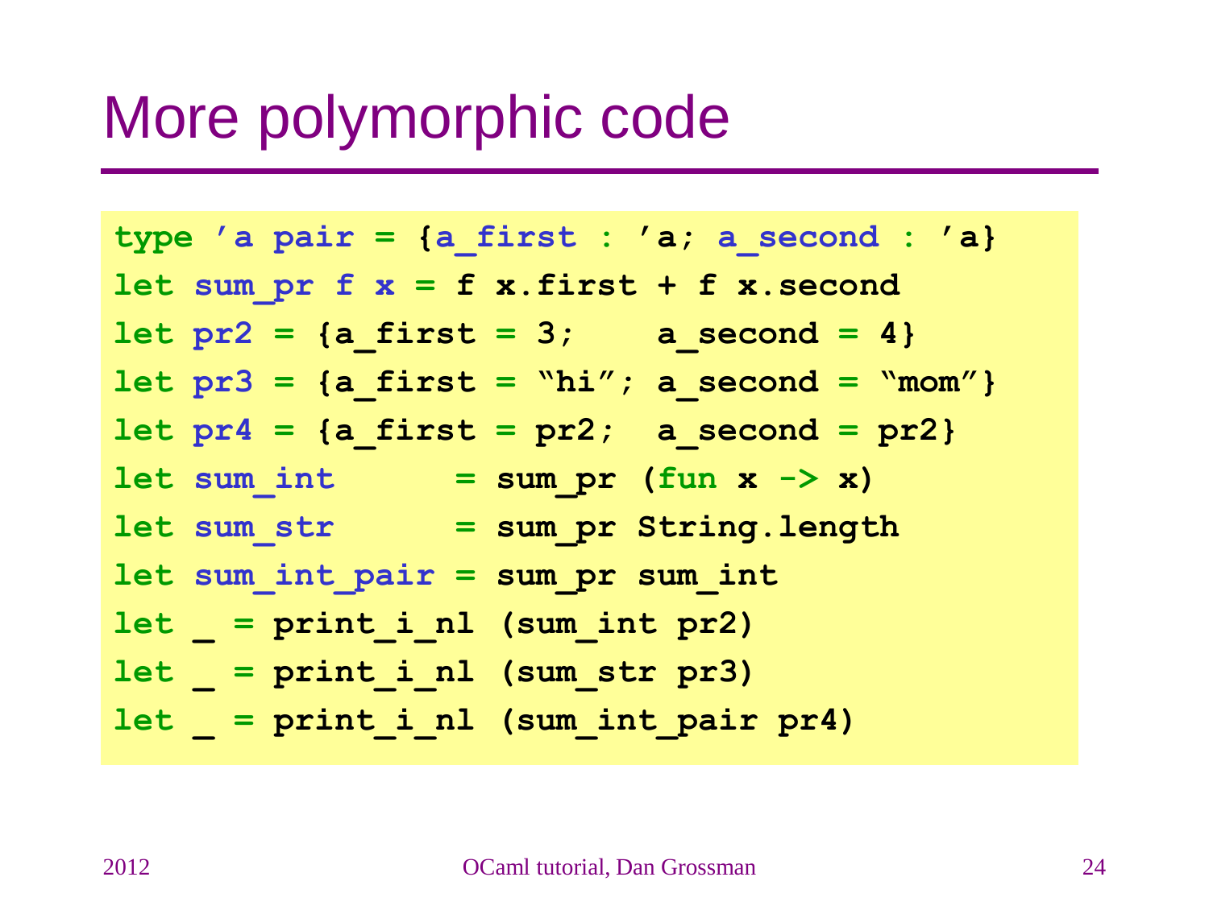# More polymorphic code

```
type 'a pair = {a_first : 'a; a_second : 'a}
let sum_pr f x = f x.first + f x.second
let pr2 = {a_first = 3;    a_second = 4}
let pr3 = {a_first = "hi"; a_second = "mom"}
let pr4 = {a_first = pr2;  a_second = pr2}
let sum_int      = sum_pr (fun x -> x)
let sum_str      = sum_pr String.length
let sum_int_pair = sum_pr sum_int
let _ = print_i_nl (sum_int pr2)
let _ = print_i_nl (sum_str pr3)
let _ = print_i_nl (sum_int_pair pr4)
```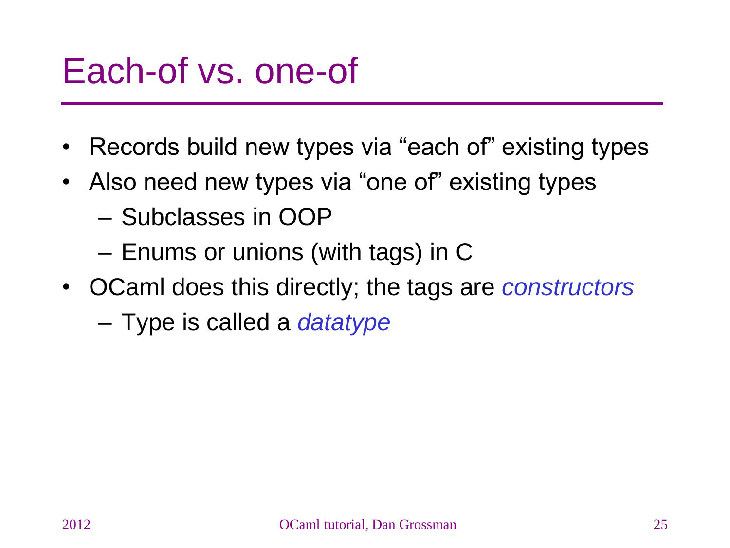# Each-of vs. one-of

- Records build new types via "each of" existing types
- Also need new types via "one of" existing types
  - Subclasses in OOP
  - Enums or unions (with tags) in C
- OCaml does this directly; the tags are *constructors*
  - Type is called a *datatype*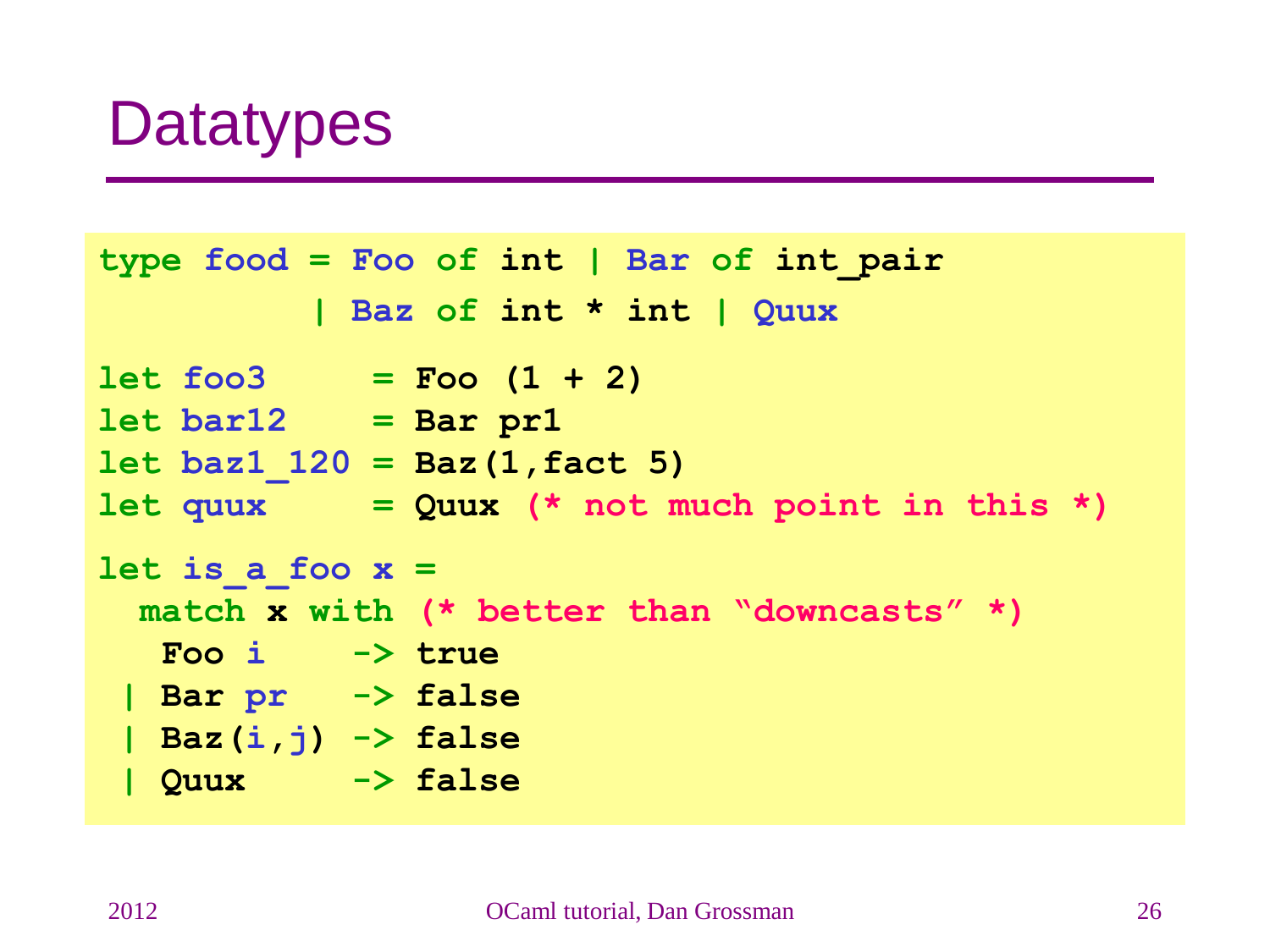# Datatypes

```
type food = Foo of int | Bar of int_pair
          | Baz of int * int | Quux

let foo3     = Foo (1 + 2)
let bar12    = Bar pr1
let baz1_120 = Baz(1,fact 5)
let quux     = Quux (* not much point in this *)

let is_a_foo x =
  match x with (* better than "downcasts" *)
   Foo i    -> true
 | Bar pr   -> false
 | Baz(i,j) -> false
 | Quux     -> false
```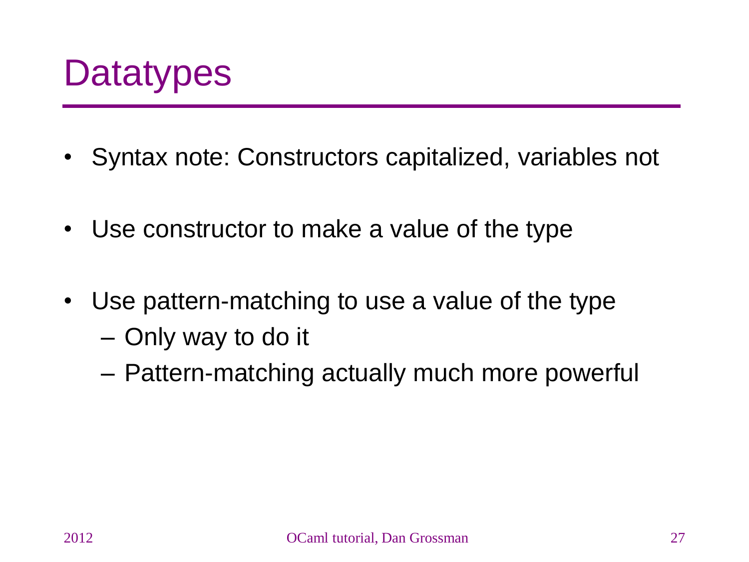# Datatypes

- Syntax note: Constructors capitalized, variables not
- Use constructor to make a value of the type
- Use pattern-matching to use a value of the type
  - Only way to do it
  - Pattern-matching actually much more powerful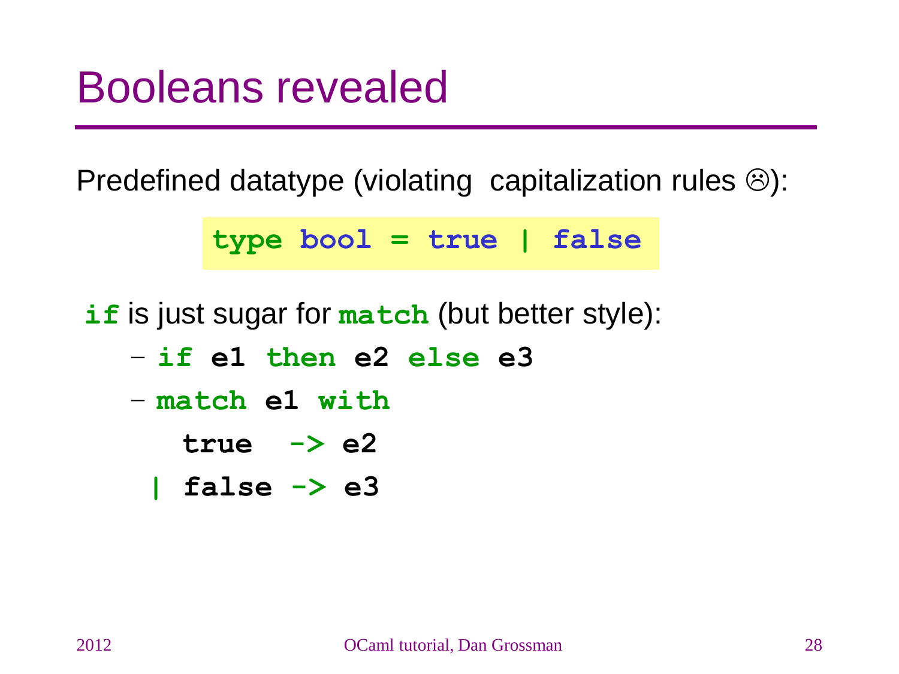# Booleans revealed

Predefined datatype (violating capitalization rules ☹):

```
type bool = true | false
```

`if` is just sugar for `match` (but better style):

- `if e1 then e2 else e3`
- ```
  match e1 with
    true  -> e2
  | false -> e3
  ```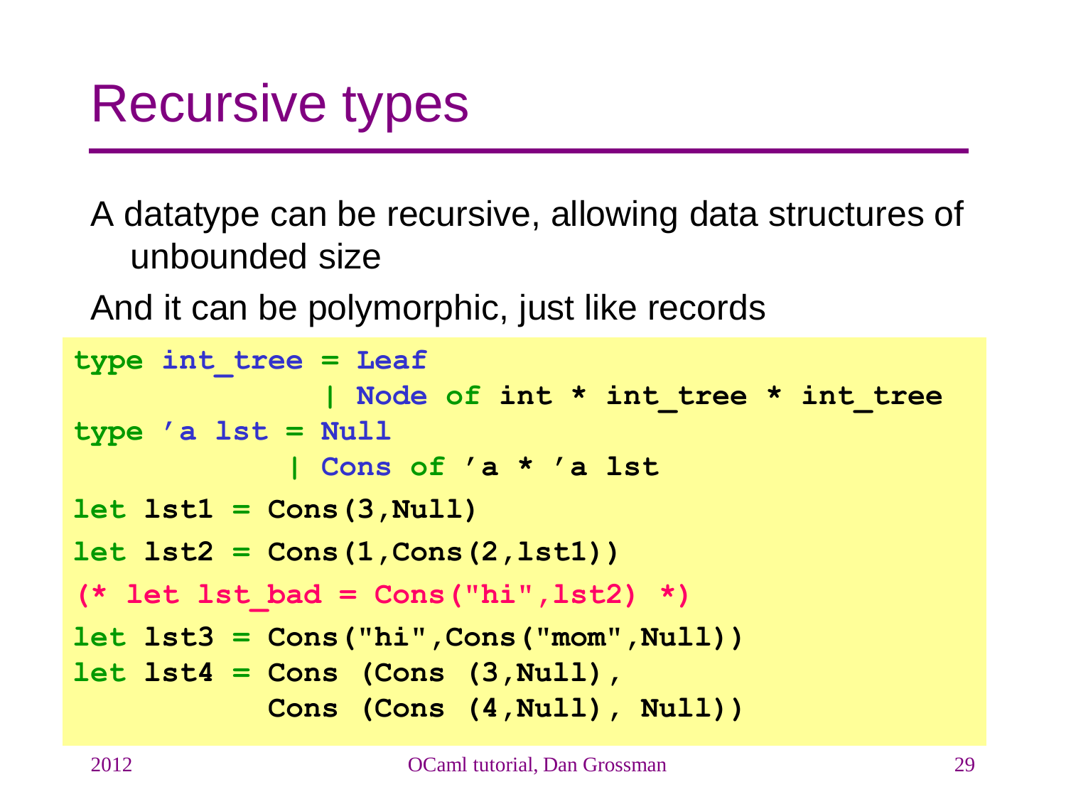# Recursive types

A datatype can be recursive, allowing data structures of unbounded size

And it can be polymorphic, just like records

```
type int_tree = Leaf
              | Node of int * int_tree * int_tree
type 'a lst = Null
            | Cons of 'a * 'a lst
let lst1 = Cons(3,Null)
let lst2 = Cons(1,Cons(2,lst1))
(* let lst_bad = Cons("hi",lst2) *)
let lst3 = Cons("hi",Cons("mom",Null))
let lst4 = Cons (Cons (3,Null),
           Cons (Cons (4,Null), Null))
```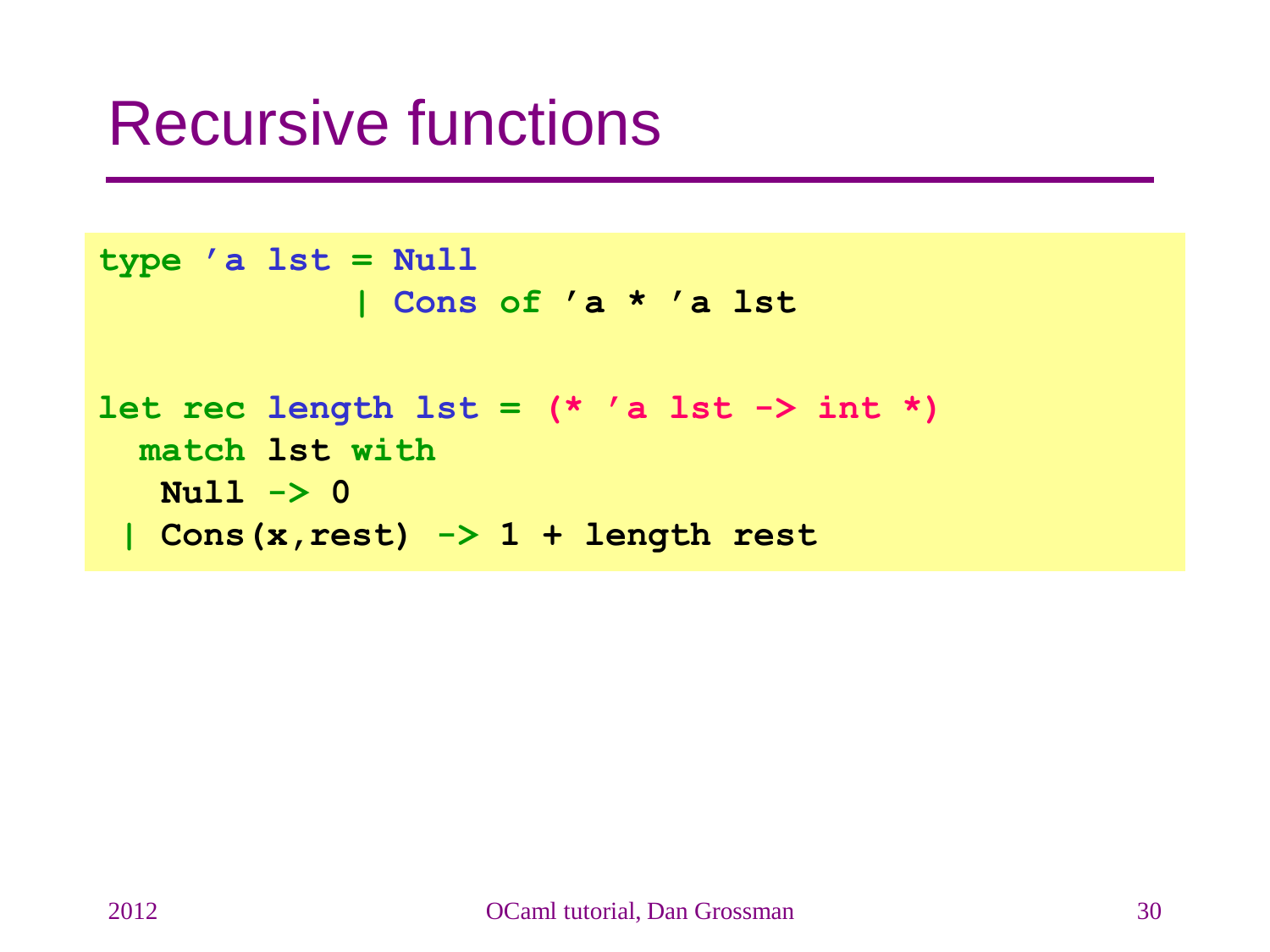# Recursive functions

```
type 'a lst = Null
            | Cons of 'a * 'a lst

let rec length lst = (* 'a lst -> int *)
  match lst with
   Null -> 0
 | Cons(x,rest) -> 1 + length rest
```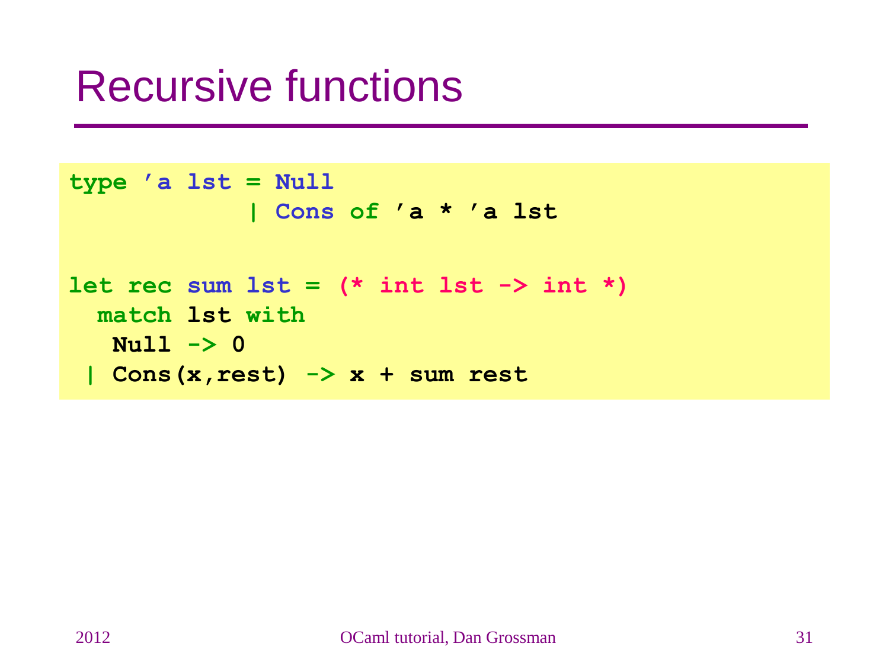# Recursive functions

```
type 'a lst = Null
            | Cons of 'a * 'a lst

let rec sum lst = (* int lst -> int *)
  match lst with
   Null -> 0
 | Cons(x,rest) -> x + sum rest
```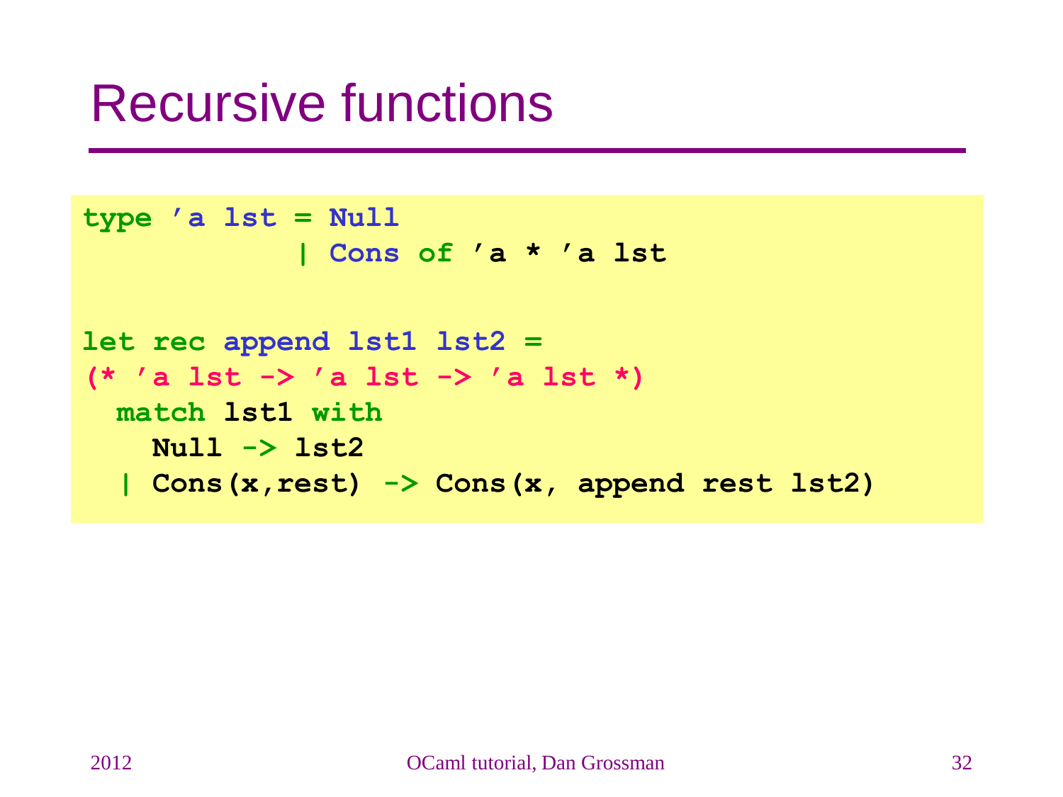# Recursive functions

```
type 'a lst = Null
            | Cons of 'a * 'a lst

let rec append lst1 lst2 =
(* 'a lst -> 'a lst -> 'a lst *)
  match lst1 with
    Null -> lst2
  | Cons(x,rest) -> Cons(x, append rest lst2)
```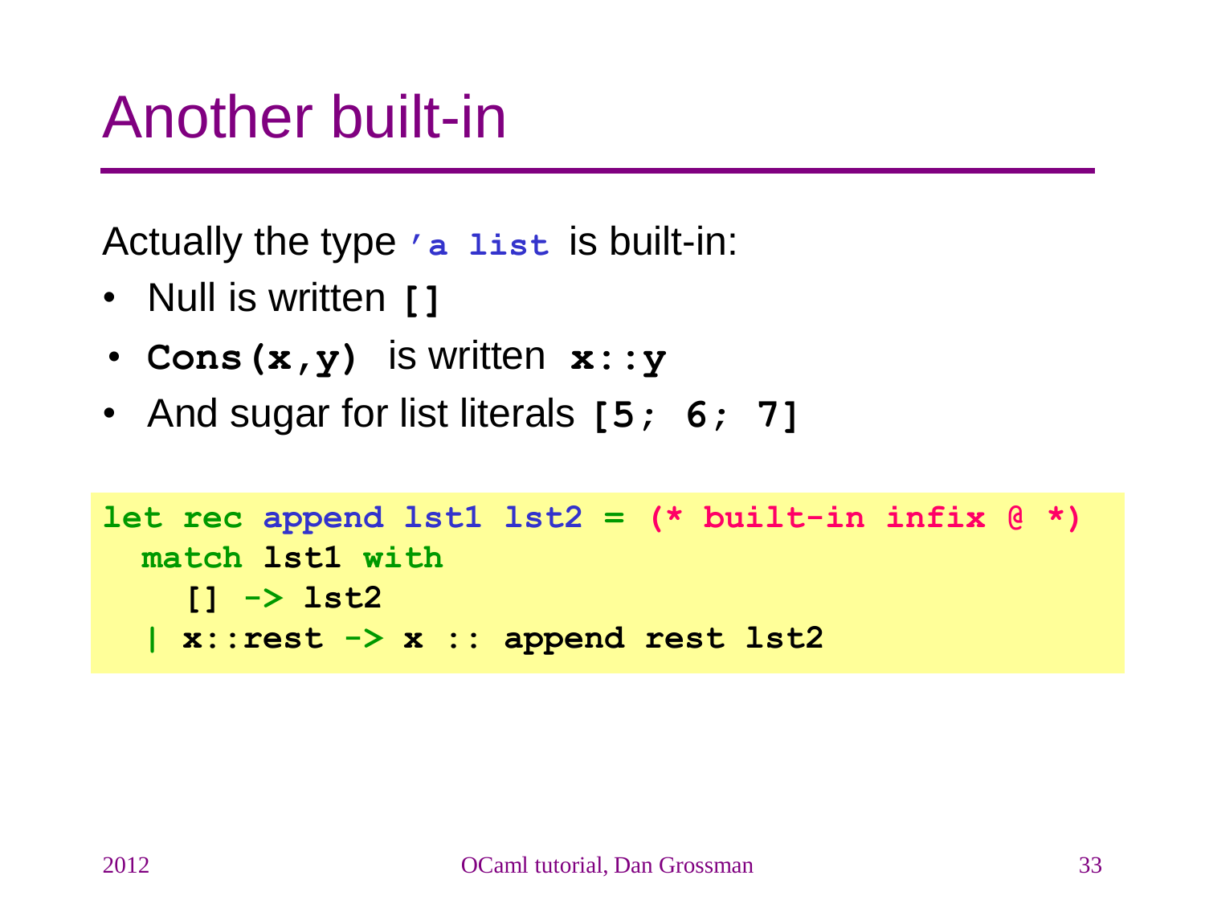# Another built-in

Actually the type `'a list` is built-in:

- Null is written `[]`
- `Cons(x,y)` is written `x::y`
- And sugar for list literals `[5; 6; 7]`

```
let rec append lst1 lst2 = (* built-in infix @ *)
  match lst1 with
    [] -> lst2
  | x::rest -> x :: append rest lst2
```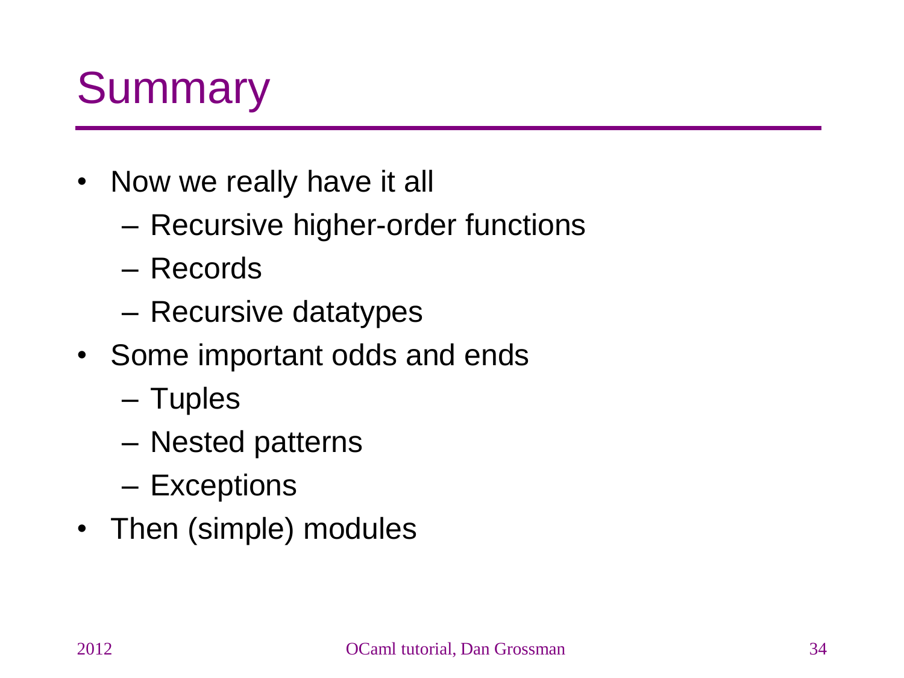# Summary

- Now we really have it all
  - Recursive higher-order functions
  - Records
  - Recursive datatypes
- Some important odds and ends
  - Tuples
  - Nested patterns
  - Exceptions
- Then (simple) modules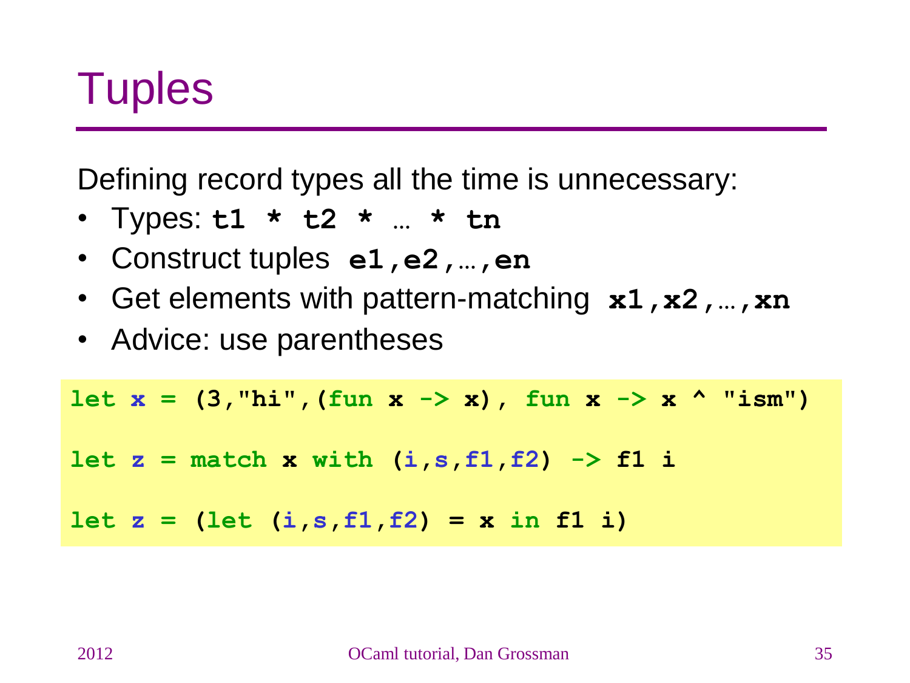# Tuples

Defining record types all the time is unnecessary:

- Types: **`t1 * t2 * … * tn`**
- Construct tuples **`e1,e2,…,en`**
- Get elements with pattern-matching **`x1,x2,…,xn`**
- Advice: use parentheses

```
let x = (3,"hi",(fun x -> x), fun x -> x ^ "ism")

let z = match x with (i,s,f1,f2) -> f1 i

let z = (let (i,s,f1,f2) = x in f1 i)
```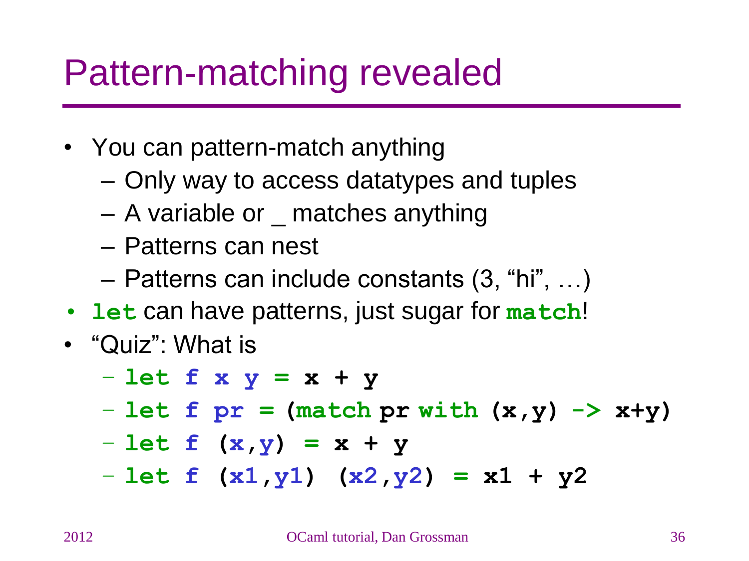# Pattern-matching revealed

- You can pattern-match anything
  - Only way to access datatypes and tuples
  - A variable or _ matches anything
  - Patterns can nest
  - Patterns can include constants (3, “hi”, …)
- `let` can have patterns, just sugar for `match`!
- “Quiz”: What is
  - `let f x y = x + y`
  - `let f pr = (match pr with (x,y) -> x+y)`
  - `let f (x,y) = x + y`
  - `let f (x1,y1) (x2,y2) = x1 + y2`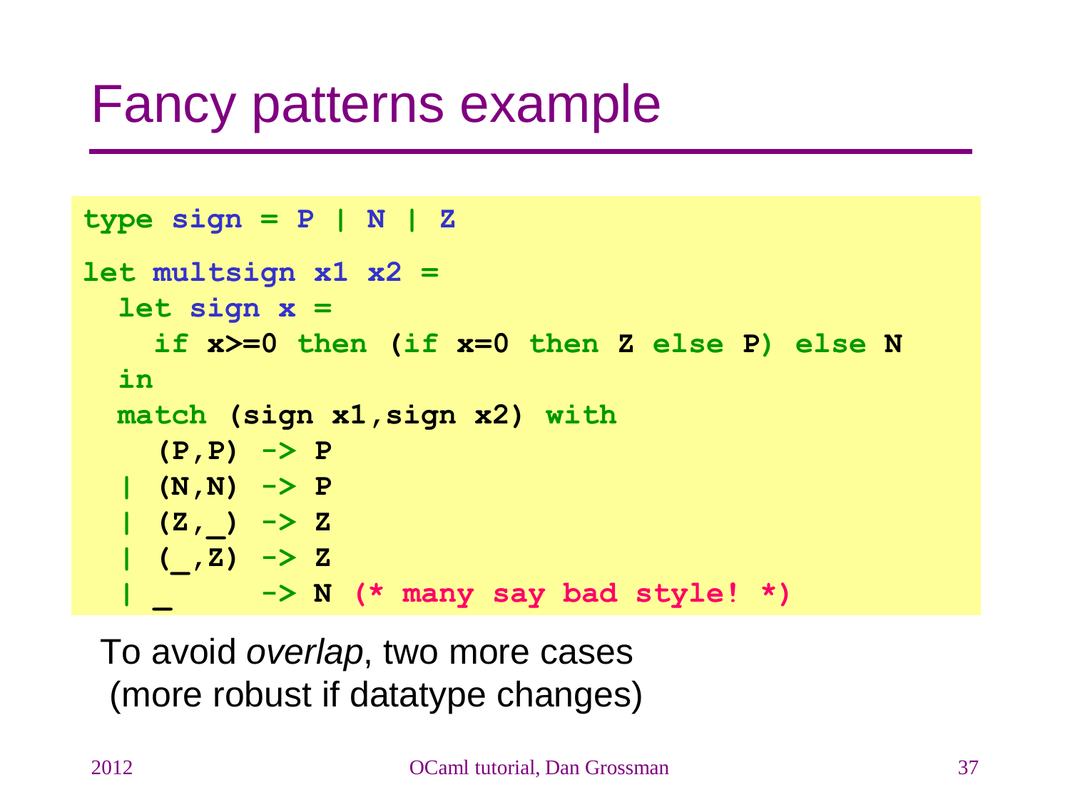# Fancy patterns example

```
type sign = P | N | Z

let multsign x1 x2 =
  let sign x =
    if x>=0 then (if x=0 then Z else P) else N
  in
  match (sign x1,sign x2) with
    (P,P) -> P
  | (N,N) -> P
  | (Z,_) -> Z
  | (_,Z) -> Z
  | _     -> N (* many say bad style! *)
```

To avoid *overlap*, two more cases (more robust if datatype changes)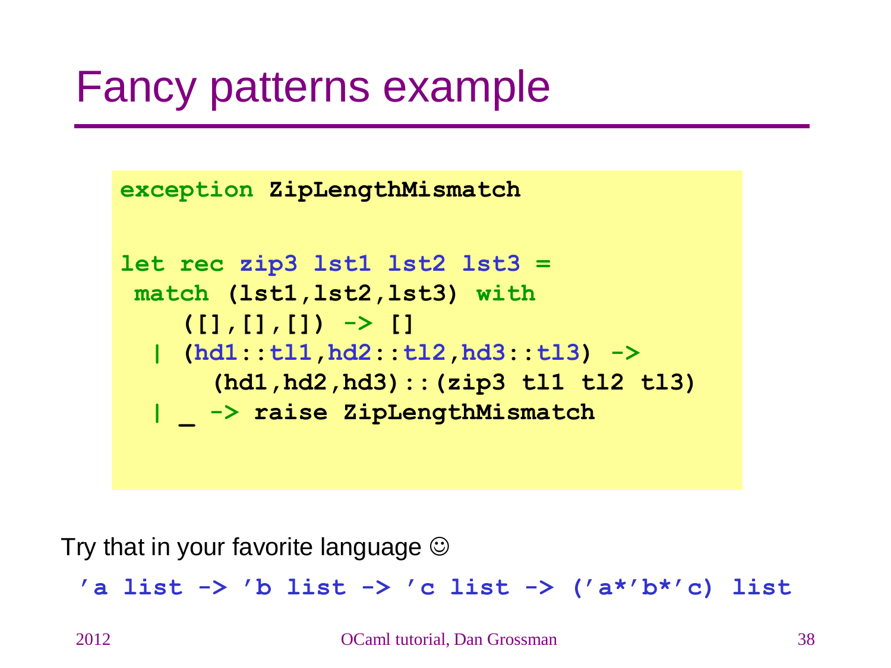# Fancy patterns example

```
exception ZipLengthMismatch

let rec zip3 lst1 lst2 lst3 =
 match (lst1,lst2,lst3) with
    ([],[],[]) -> []
  | (hd1::tl1,hd2::tl2,hd3::tl3) ->
      (hd1,hd2,hd3)::(zip3 tl1 tl2 tl3)
  | _ -> raise ZipLengthMismatch
```

Try that in your favorite language ☺

```
'a list -> 'b list -> 'c list -> ('a*'b*'c) list
```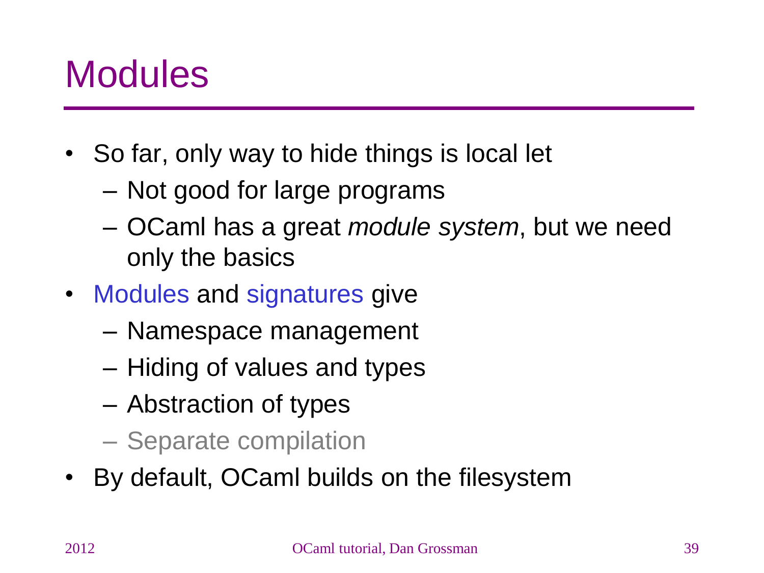# Modules

- So far, only way to hide things is local let
  - Not good for large programs
  - OCaml has a great *module system*, but we need only the basics
- Modules and signatures give
  - Namespace management
  - Hiding of values and types
  - Abstraction of types
  - Separate compilation
- By default, OCaml builds on the filesystem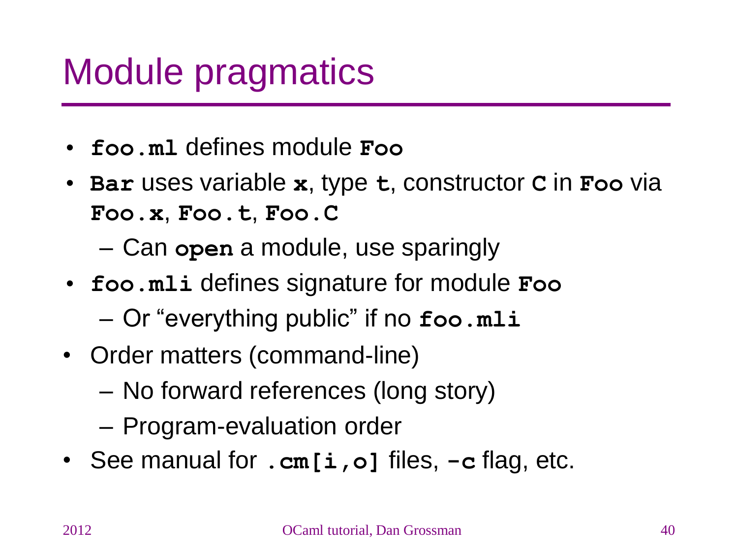# Module pragmatics

- **`foo.ml`** defines module **`Foo`**
- **`Bar`** uses variable **`x`**, type **`t`**, constructor **`C`** in **`Foo`** via **`Foo.x`**, **`Foo.t`**, **`Foo.C`**
  - Can **`open`** a module, use sparingly
- **`foo.mli`** defines signature for module **`Foo`**
  - Or "everything public" if no **`foo.mli`**
- Order matters (command-line)
  - No forward references (long story)
  - Program-evaluation order
- See manual for **`.cm[i,o]`** files, **`-c`** flag, etc.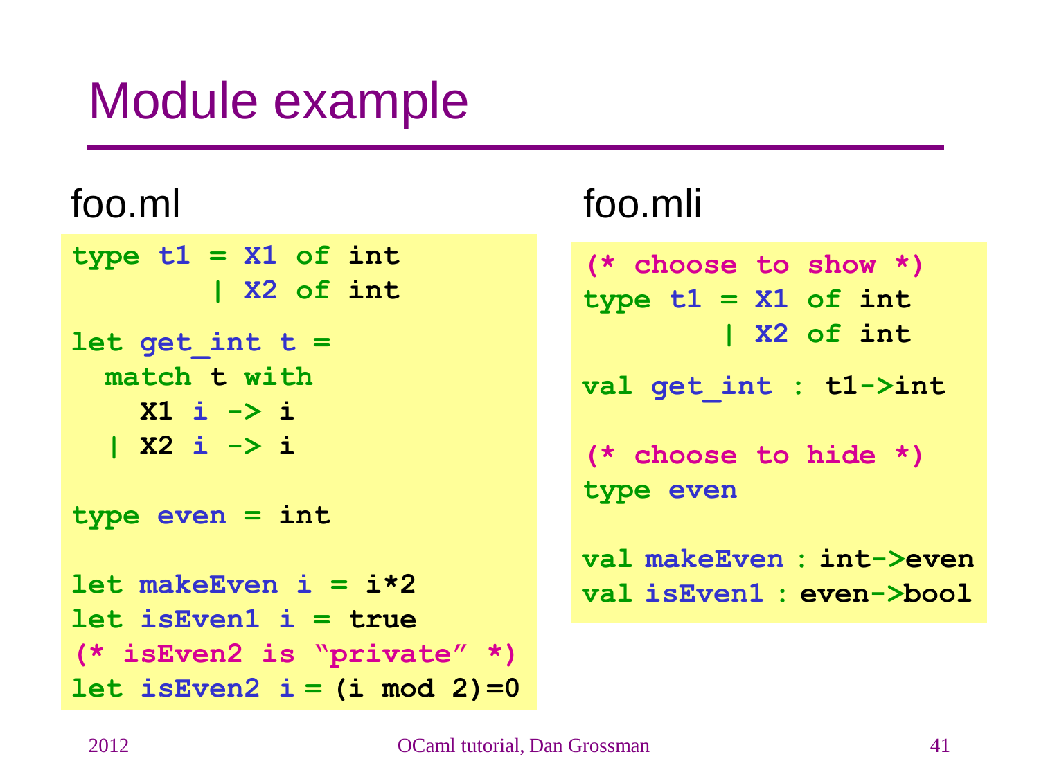# Module example

foo.ml

```
type t1 = X1 of int
        | X2 of int

let get_int t =
  match t with
    X1 i -> i
  | X2 i -> i

type even = int

let makeEven i = i*2
let isEven1 i = true
(* isEven2 is "private" *)
let isEven2 i = (i mod 2)=0
```

foo.mli

```
(* choose to show *)
type t1 = X1 of int
        | X2 of int

val get_int : t1->int

(* choose to hide *)
type even

val makeEven : int->even
val isEven1 : even->bool
```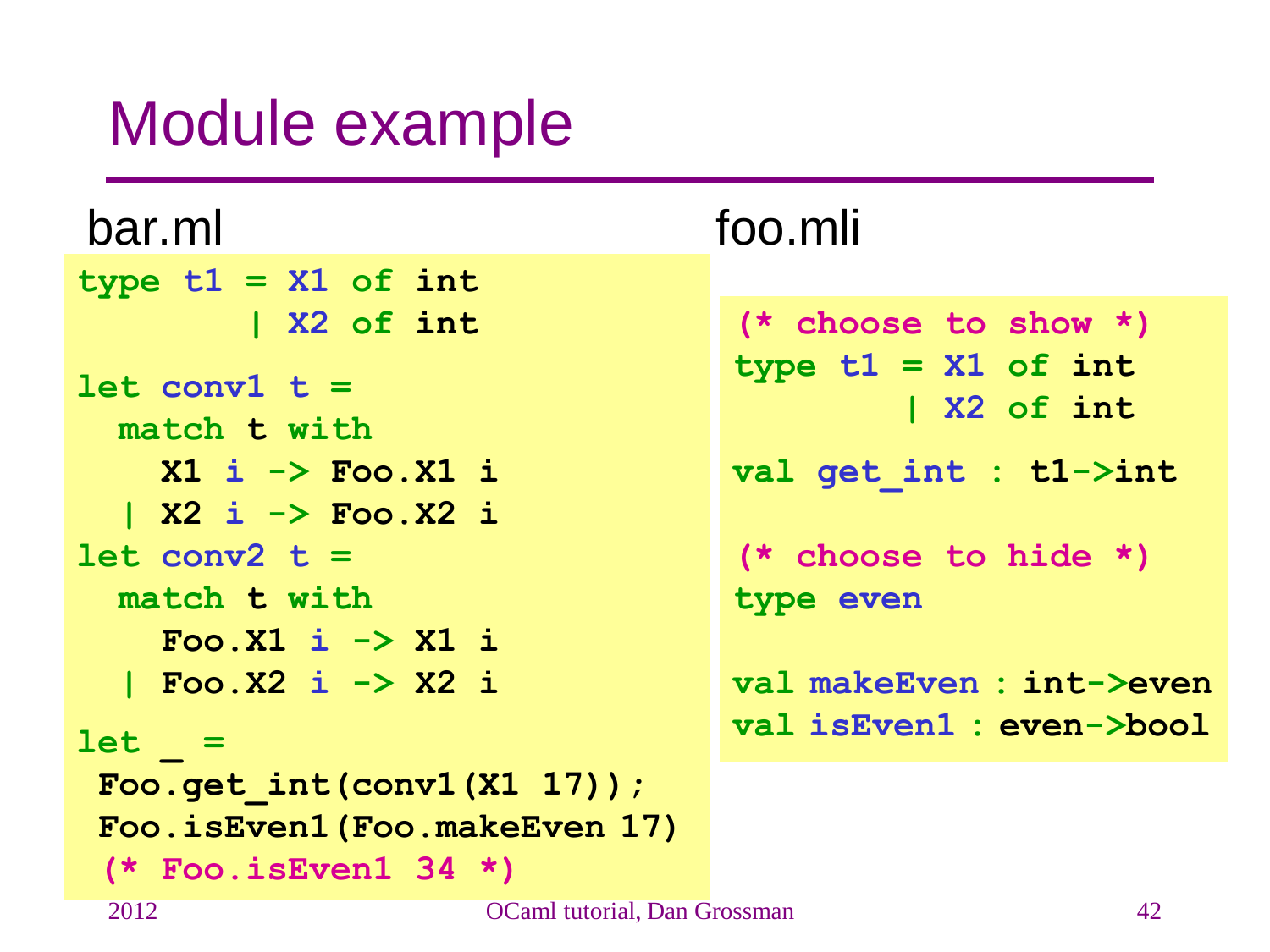# Module example

bar.ml

```ocaml
type t1 = X1 of int
        | X2 of int

let conv1 t =
  match t with
    X1 i -> Foo.X1 i
  | X2 i -> Foo.X2 i
let conv2 t =
  match t with
    Foo.X1 i -> X1 i
  | Foo.X2 i -> X2 i

let _ =
 Foo.get_int(conv1(X1 17));
 Foo.isEven1(Foo.makeEven 17)
 (* Foo.isEven1 34 *)
```

foo.mli

```ocaml
(* choose to show *)
type t1 = X1 of int
        | X2 of int

val get_int : t1->int

(* choose to hide *)
type even

val makeEven : int->even
val isEven1 : even->bool
```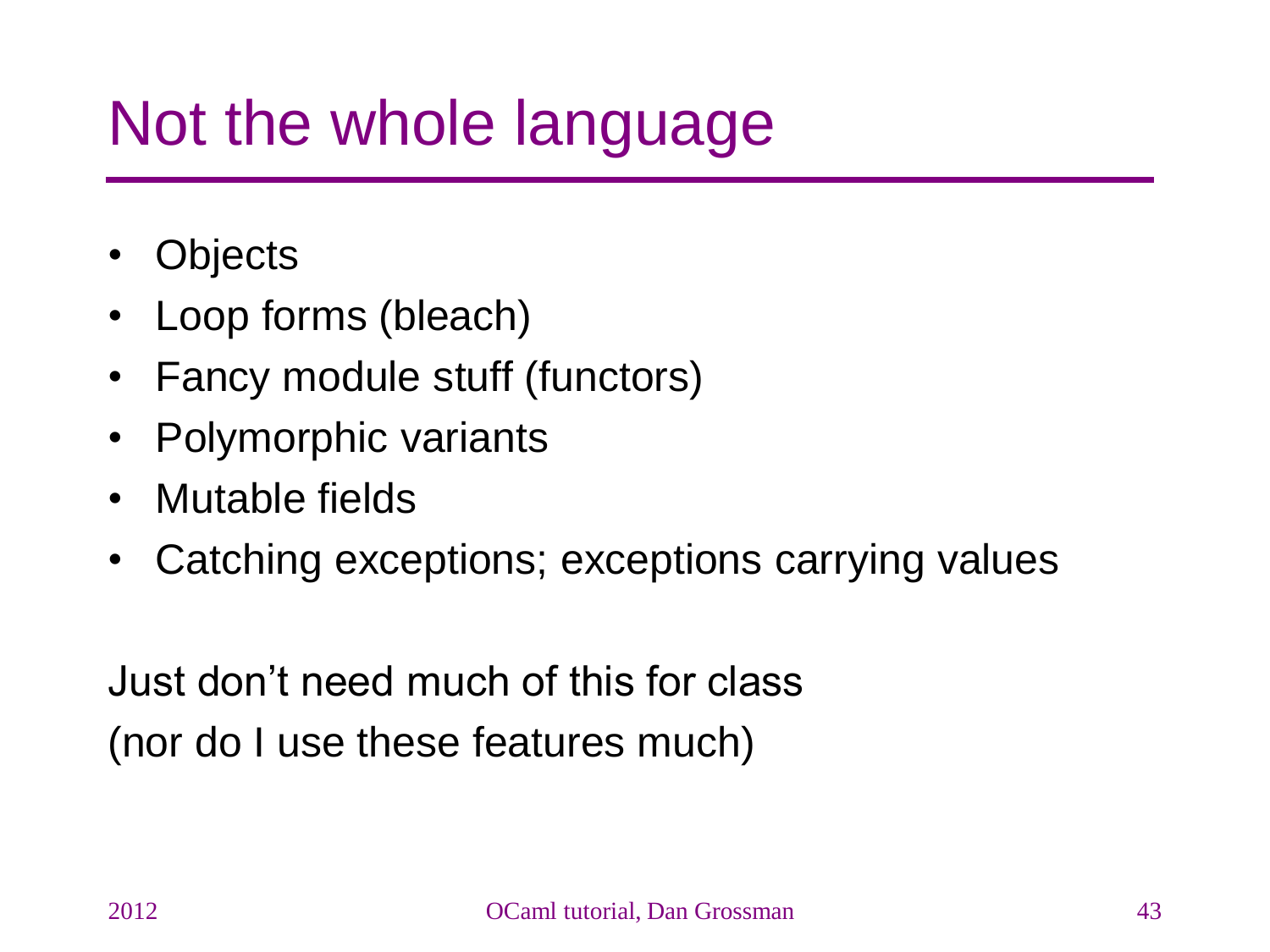# Not the whole language

- Objects
- Loop forms (bleach)
- Fancy module stuff (functors)
- Polymorphic variants
- Mutable fields
- Catching exceptions; exceptions carrying values

Just don't need much of this for class
(nor do I use these features much)